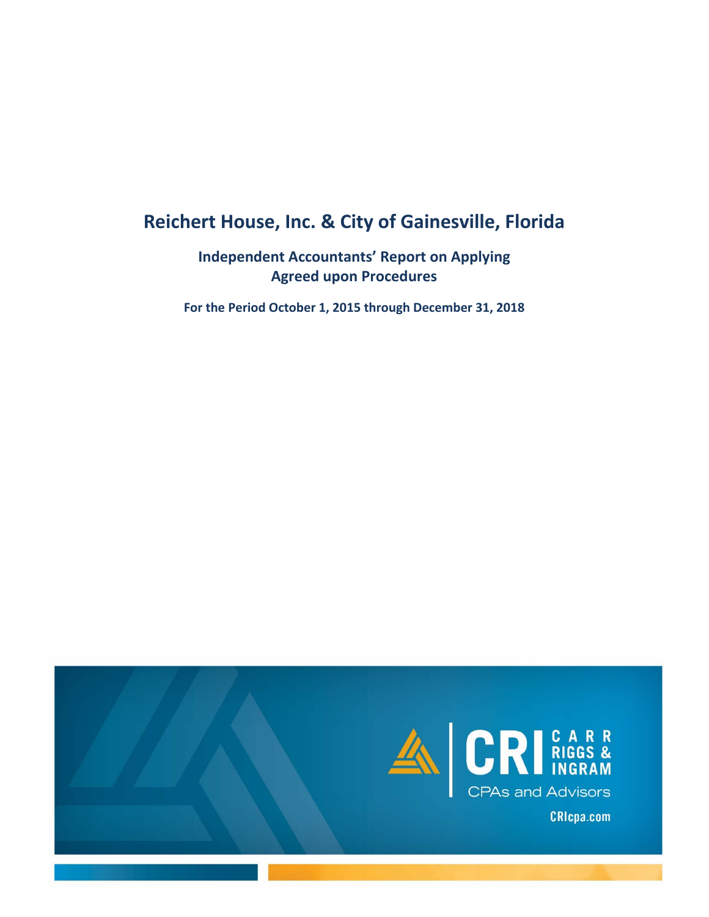# Reichert House, Inc. & City of Gainesville, Florida

## Independent Accountants' Report on Applying Agreed upon Procedures

### For the Period October 1, 2015 through December 31, 2018

CARR RIGGS & INGRAM

CPAs and Advisors

CRIcpa.com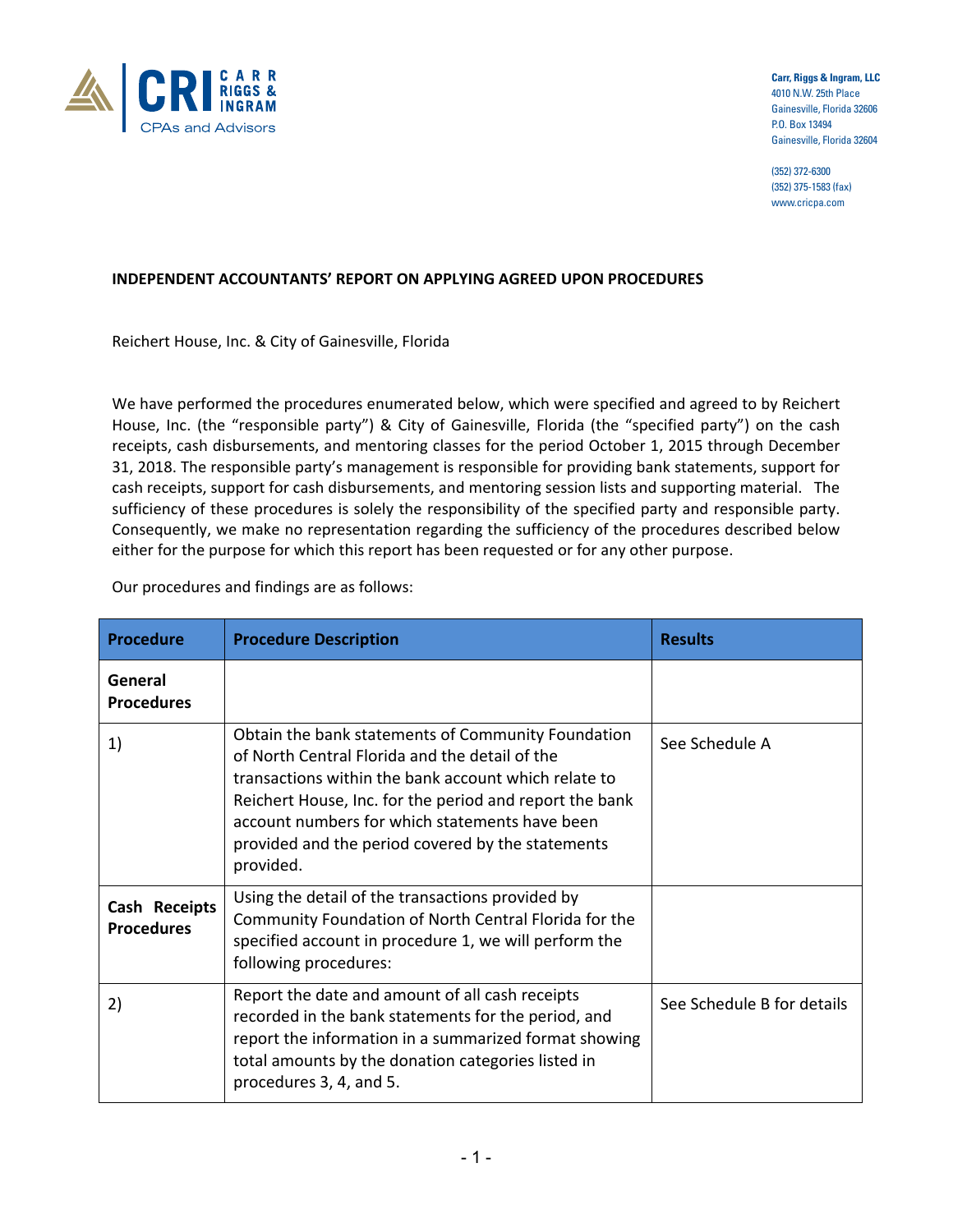CRI CARR RIGGS & INGRAM
CPAs and Advisors

**Carr, Riggs & Ingram, LLC**
4010 N.W. 25th Place
Gainesville, Florida 32606
P.O. Box 13494
Gainesville, Florida 32604

(352) 372-6300
(352) 375-1583 (fax)
www.cricpa.com

**INDEPENDENT ACCOUNTANTS' REPORT ON APPLYING AGREED UPON PROCEDURES**

Reichert House, Inc. & City of Gainesville, Florida

We have performed the procedures enumerated below, which were specified and agreed to by Reichert House, Inc. (the "responsible party") & City of Gainesville, Florida (the "specified party") on the cash receipts, cash disbursements, and mentoring classes for the period October 1, 2015 through December 31, 2018. The responsible party's management is responsible for providing bank statements, support for cash receipts, support for cash disbursements, and mentoring session lists and supporting material. The sufficiency of these procedures is solely the responsibility of the specified party and responsible party. Consequently, we make no representation regarding the sufficiency of the procedures described below either for the purpose for which this report has been requested or for any other purpose.

Our procedures and findings are as follows:

| Procedure | Procedure Description | Results |
|---|---|---|
| **General Procedures** | | |
| 1) | Obtain the bank statements of Community Foundation of North Central Florida and the detail of the transactions within the bank account which relate to Reichert House, Inc. for the period and report the bank account numbers for which statements have been provided and the period covered by the statements provided. | See Schedule A |
| **Cash Receipts Procedures** | Using the detail of the transactions provided by Community Foundation of North Central Florida for the specified account in procedure 1, we will perform the following procedures: | |
| 2) | Report the date and amount of all cash receipts recorded in the bank statements for the period, and report the information in a summarized format showing total amounts by the donation categories listed in procedures 3, 4, and 5. | See Schedule B for details |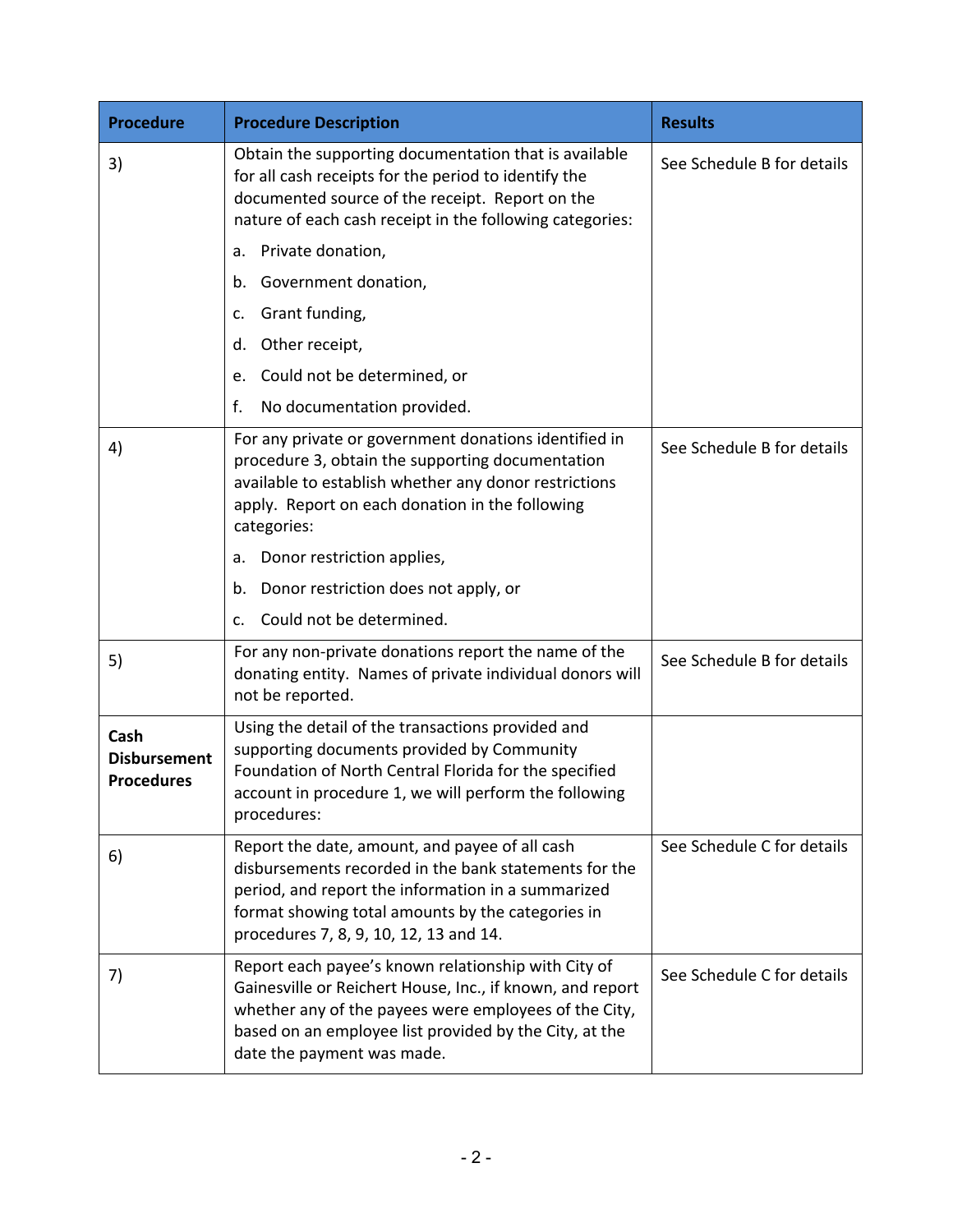| Procedure | Procedure Description | Results |
|---|---|---|
| 3) | Obtain the supporting documentation that is available for all cash receipts for the period to identify the documented source of the receipt. Report on the nature of each cash receipt in the following categories:<br>a. Private donation,<br>b. Government donation,<br>c. Grant funding,<br>d. Other receipt,<br>e. Could not be determined, or<br>f. No documentation provided. | See Schedule B for details |
| 4) | For any private or government donations identified in procedure 3, obtain the supporting documentation available to establish whether any donor restrictions apply. Report on each donation in the following categories:<br>a. Donor restriction applies,<br>b. Donor restriction does not apply, or<br>c. Could not be determined. | See Schedule B for details |
| 5) | For any non-private donations report the name of the donating entity. Names of private individual donors will not be reported. | See Schedule B for details |
| **Cash Disbursement Procedures** | Using the detail of the transactions provided and supporting documents provided by Community Foundation of North Central Florida for the specified account in procedure 1, we will perform the following procedures: | |
| 6) | Report the date, amount, and payee of all cash disbursements recorded in the bank statements for the period, and report the information in a summarized format showing total amounts by the categories in procedures 7, 8, 9, 10, 12, 13 and 14. | See Schedule C for details |
| 7) | Report each payee's known relationship with City of Gainesville or Reichert House, Inc., if known, and report whether any of the payees were employees of the City, based on an employee list provided by the City, at the date the payment was made. | See Schedule C for details |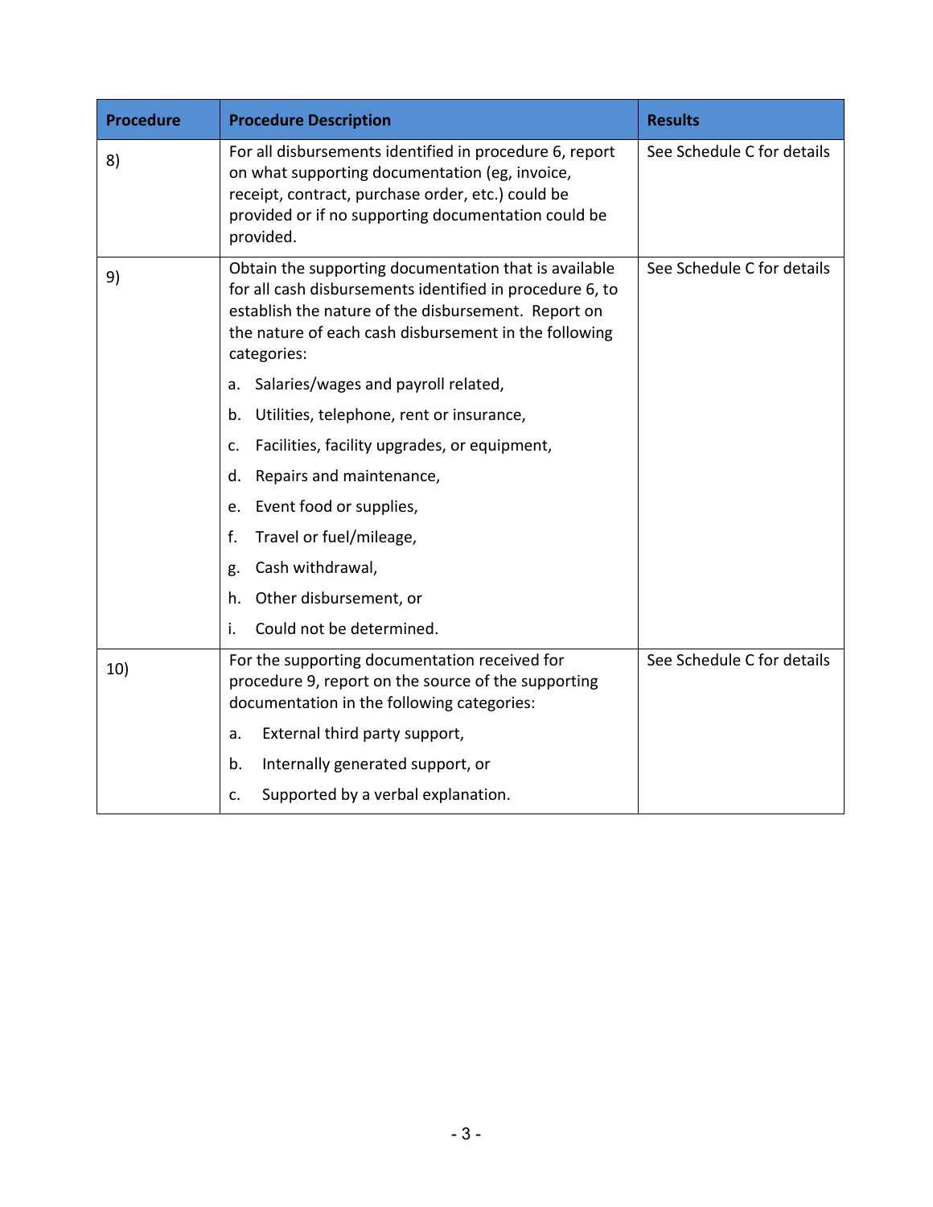| Procedure | Procedure Description | Results |
|---|---|---|
| 8) | For all disbursements identified in procedure 6, report on what supporting documentation (eg, invoice, receipt, contract, purchase order, etc.) could be provided or if no supporting documentation could be provided. | See Schedule C for details |
| 9) | Obtain the supporting documentation that is available for all cash disbursements identified in procedure 6, to establish the nature of the disbursement. Report on the nature of each cash disbursement in the following categories:<br>a. Salaries/wages and payroll related,<br>b. Utilities, telephone, rent or insurance,<br>c. Facilities, facility upgrades, or equipment,<br>d. Repairs and maintenance,<br>e. Event food or supplies,<br>f. Travel or fuel/mileage,<br>g. Cash withdrawal,<br>h. Other disbursement, or<br>i. Could not be determined. | See Schedule C for details |
| 10) | For the supporting documentation received for procedure 9, report on the source of the supporting documentation in the following categories:<br>a. External third party support,<br>b. Internally generated support, or<br>c. Supported by a verbal explanation. | See Schedule C for details |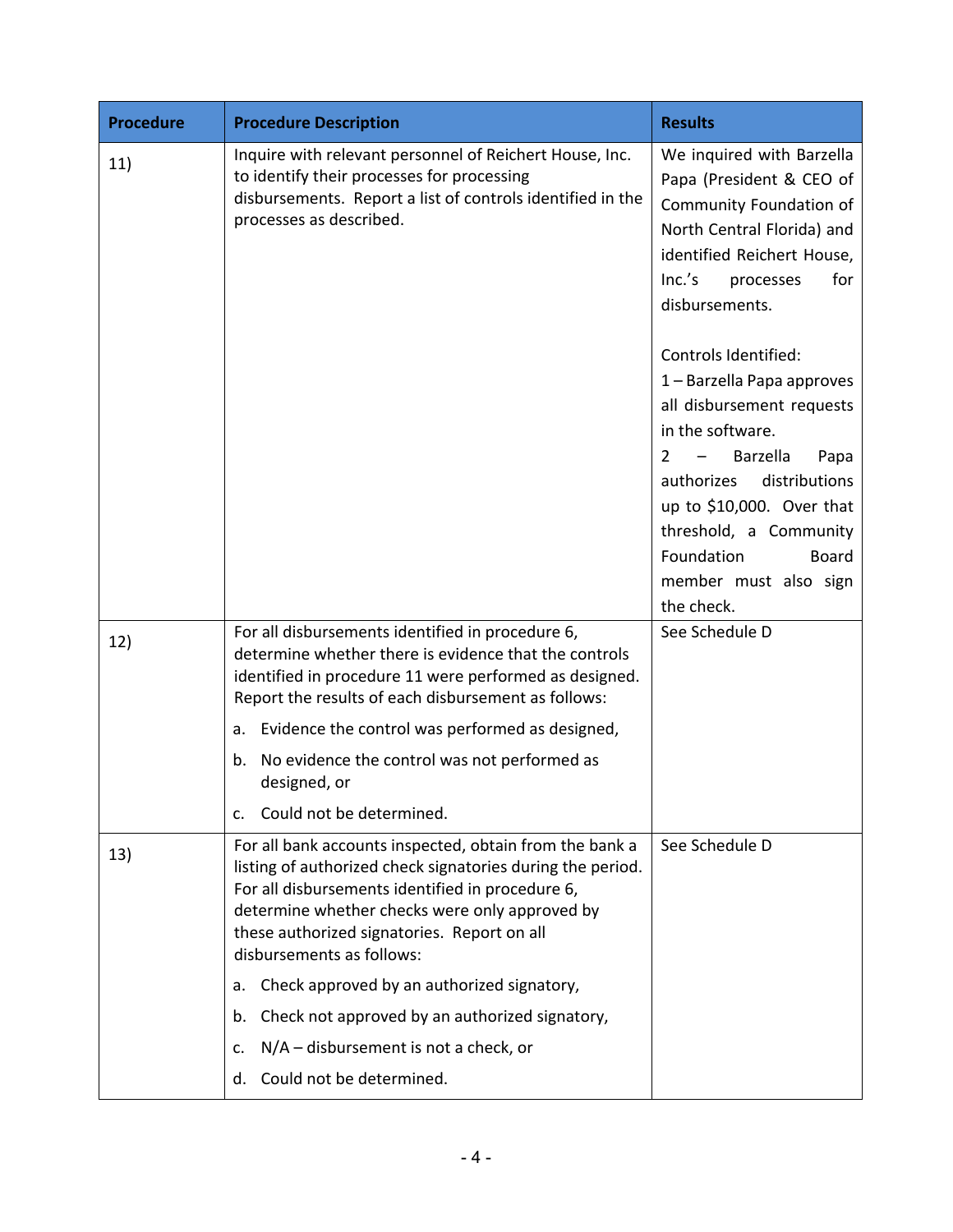| Procedure | Procedure Description | Results |
|---|---|---|
| 11) | Inquire with relevant personnel of Reichert House, Inc. to identify their processes for processing disbursements. Report a list of controls identified in the processes as described. | We inquired with Barzella Papa (President & CEO of Community Foundation of North Central Florida) and identified Reichert House, Inc.'s processes for disbursements.<br><br>Controls Identified:<br>1 – Barzella Papa approves all disbursement requests in the software.<br>2 – Barzella Papa authorizes distributions up to $10,000. Over that threshold, a Community Foundation Board member must also sign the check. |
| 12) | For all disbursements identified in procedure 6, determine whether there is evidence that the controls identified in procedure 11 were performed as designed. Report the results of each disbursement as follows:<br>a. Evidence the control was performed as designed,<br>b. No evidence the control was not performed as designed, or<br>c. Could not be determined. | See Schedule D |
| 13) | For all bank accounts inspected, obtain from the bank a listing of authorized check signatories during the period. For all disbursements identified in procedure 6, determine whether checks were only approved by these authorized signatories. Report on all disbursements as follows:<br>a. Check approved by an authorized signatory,<br>b. Check not approved by an authorized signatory,<br>c. N/A – disbursement is not a check, or<br>d. Could not be determined. | See Schedule D |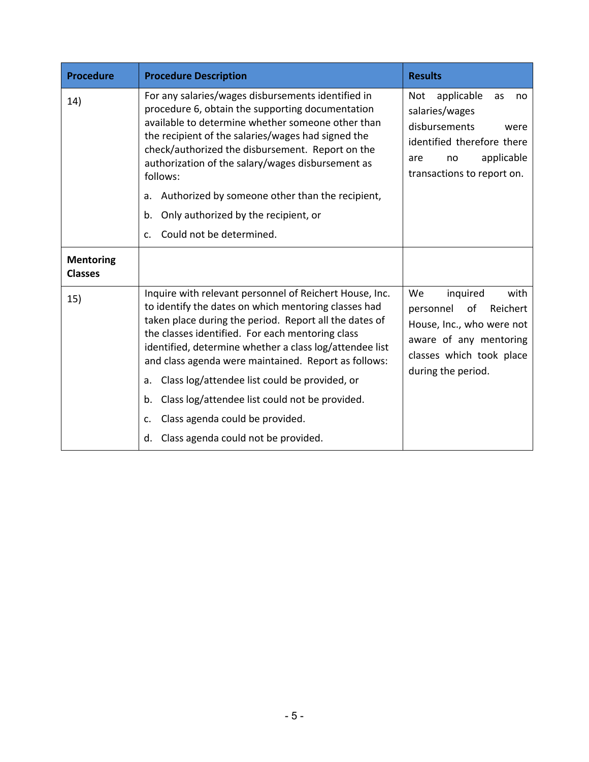| Procedure | Procedure Description | Results |
|---|---|---|
| 14) | For any salaries/wages disbursements identified in procedure 6, obtain the supporting documentation available to determine whether someone other than the recipient of the salaries/wages had signed the check/authorized the disbursement. Report on the authorization of the salary/wages disbursement as follows:<br><br>a. Authorized by someone other than the recipient,<br><br>b. Only authorized by the recipient, or<br><br>c. Could not be determined. | Not applicable as no salaries/wages disbursements were identified therefore there are no applicable transactions to report on. |
| **Mentoring Classes** | | |
| 15) | Inquire with relevant personnel of Reichert House, Inc. to identify the dates on which mentoring classes had taken place during the period. Report all the dates of the classes identified. For each mentoring class identified, determine whether a class log/attendee list and class agenda were maintained. Report as follows:<br><br>a. Class log/attendee list could be provided, or<br><br>b. Class log/attendee list could not be provided.<br><br>c. Class agenda could be provided.<br><br>d. Class agenda could not be provided. | We inquired with personnel of Reichert House, Inc., who were not aware of any mentoring classes which took place during the period. |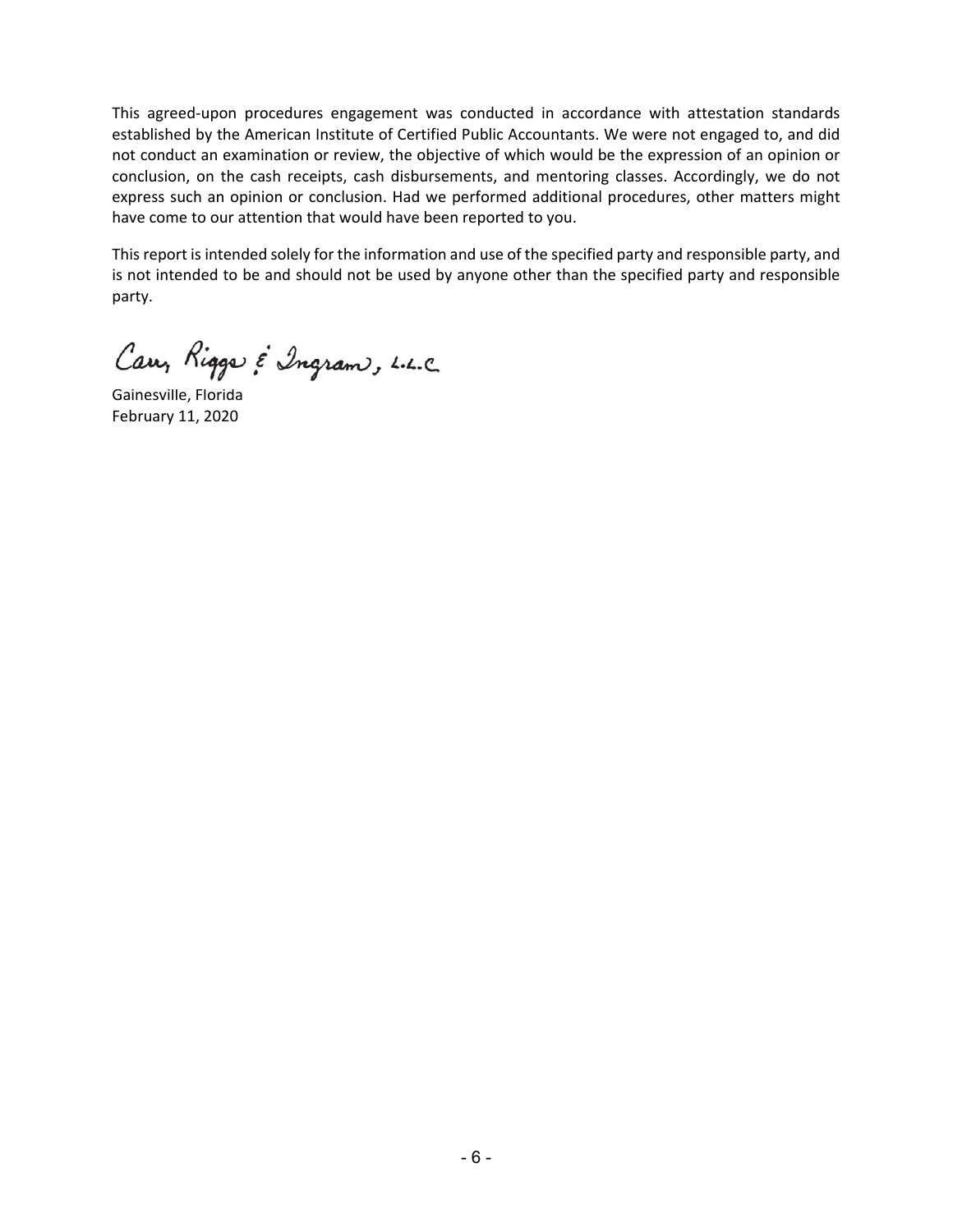This agreed-upon procedures engagement was conducted in accordance with attestation standards established by the American Institute of Certified Public Accountants. We were not engaged to, and did not conduct an examination or review, the objective of which would be the expression of an opinion or conclusion, on the cash receipts, cash disbursements, and mentoring classes. Accordingly, we do not express such an opinion or conclusion. Had we performed additional procedures, other matters might have come to our attention that would have been reported to you.

This report is intended solely for the information and use of the specified party and responsible party, and is not intended to be and should not be used by anyone other than the specified party and responsible party.

Carr, Riggs & Ingram, L.L.C.

Gainesville, Florida
February 11, 2020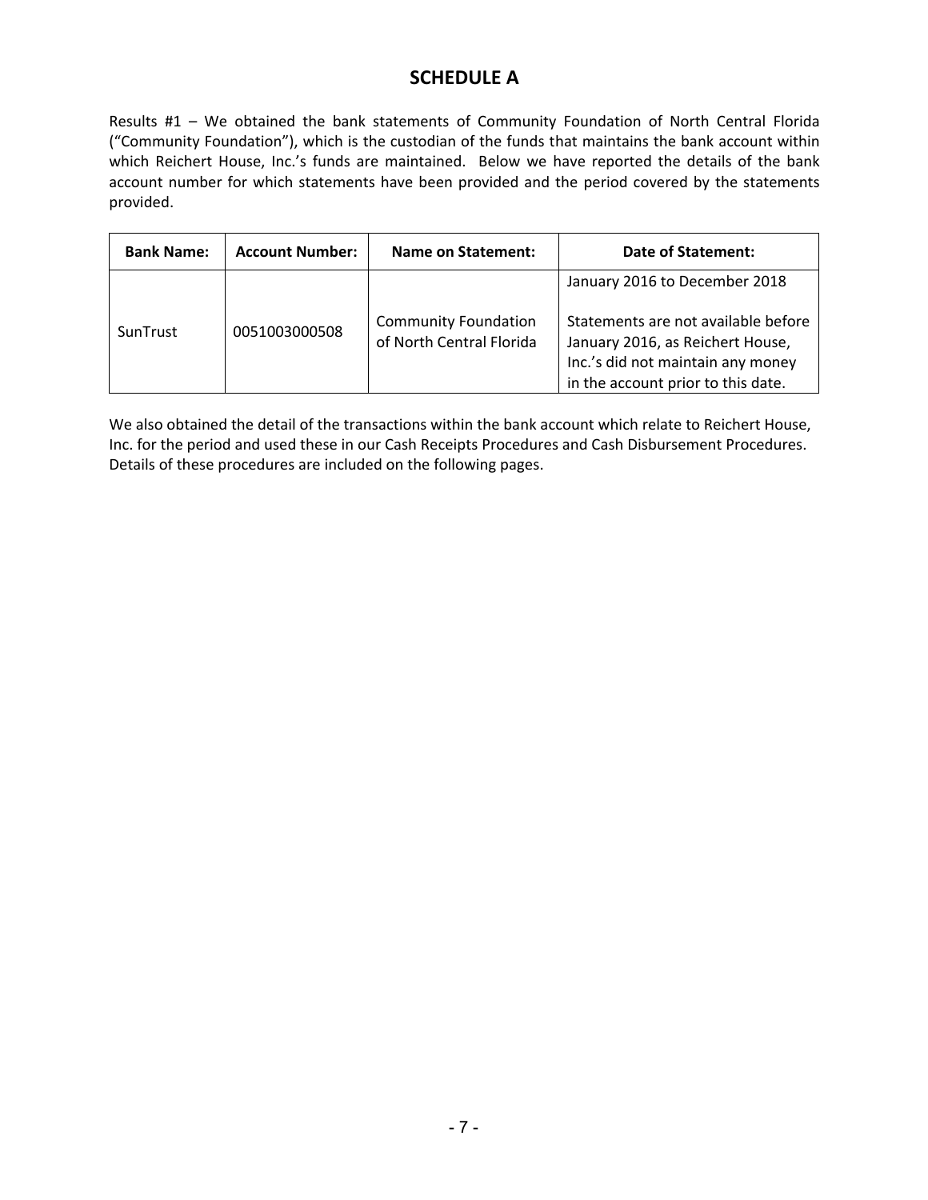# SCHEDULE A

Results #1 – We obtained the bank statements of Community Foundation of North Central Florida ("Community Foundation"), which is the custodian of the funds that maintains the bank account within which Reichert House, Inc.'s funds are maintained. Below we have reported the details of the bank account number for which statements have been provided and the period covered by the statements provided.

| Bank Name: | Account Number: | Name on Statement: | Date of Statement: |
|---|---|---|---|
| SunTrust | 0051003000508 | Community Foundation of North Central Florida | January 2016 to December 2018<br><br>Statements are not available before January 2016, as Reichert House, Inc.'s did not maintain any money in the account prior to this date. |

We also obtained the detail of the transactions within the bank account which relate to Reichert House, Inc. for the period and used these in our Cash Receipts Procedures and Cash Disbursement Procedures. Details of these procedures are included on the following pages.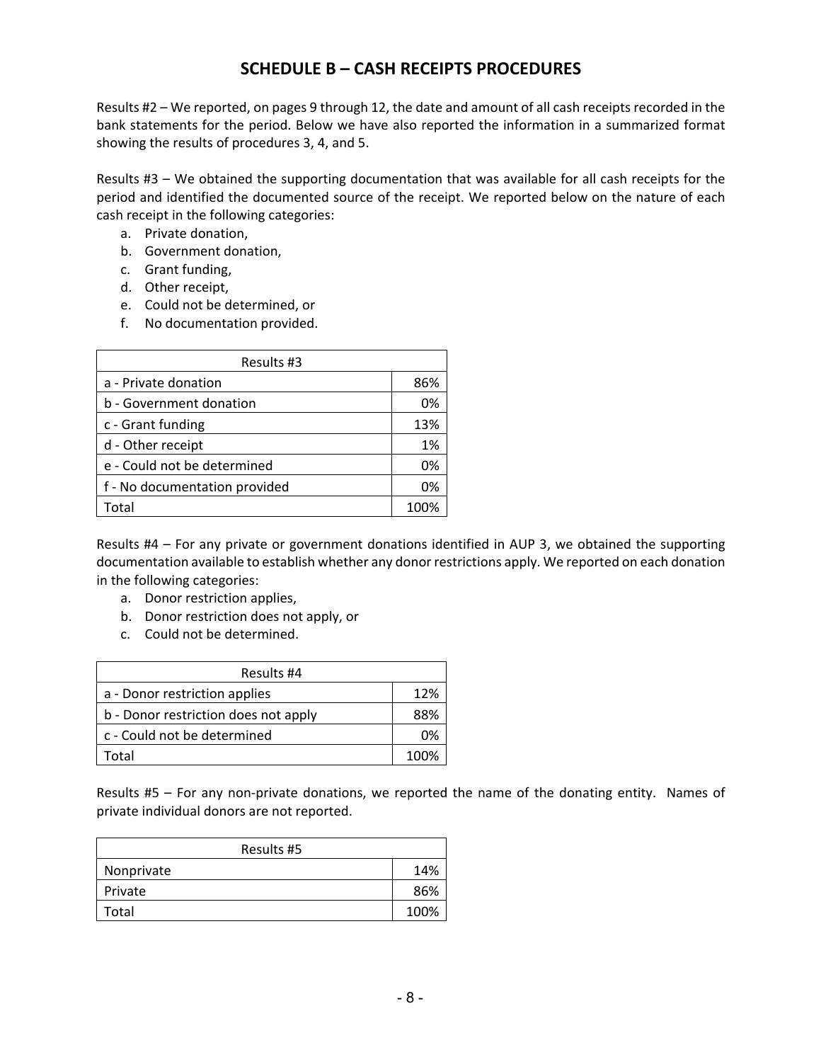## SCHEDULE B – CASH RECEIPTS PROCEDURES

Results #2 – We reported, on pages 9 through 12, the date and amount of all cash receipts recorded in the bank statements for the period. Below we have also reported the information in a summarized format showing the results of procedures 3, 4, and 5.

Results #3 – We obtained the supporting documentation that was available for all cash receipts for the period and identified the documented source of the receipt. We reported below on the nature of each cash receipt in the following categories:

a. Private donation,
b. Government donation,
c. Grant funding,
d. Other receipt,
e. Could not be determined, or
f. No documentation provided.

| Results #3 | |
|---|---|
| a - Private donation | 86% |
| b - Government donation | 0% |
| c - Grant funding | 13% |
| d - Other receipt | 1% |
| e - Could not be determined | 0% |
| f - No documentation provided | 0% |
| Total | 100% |

Results #4 – For any private or government donations identified in AUP 3, we obtained the supporting documentation available to establish whether any donor restrictions apply. We reported on each donation in the following categories:

a. Donor restriction applies,
b. Donor restriction does not apply, or
c. Could not be determined.

| Results #4 | |
|---|---|
| a - Donor restriction applies | 12% |
| b - Donor restriction does not apply | 88% |
| c - Could not be determined | 0% |
| Total | 100% |

Results #5 – For any non-private donations, we reported the name of the donating entity. Names of private individual donors are not reported.

| Results #5 | |
|---|---|
| Nonprivate | 14% |
| Private | 86% |
| Total | 100% |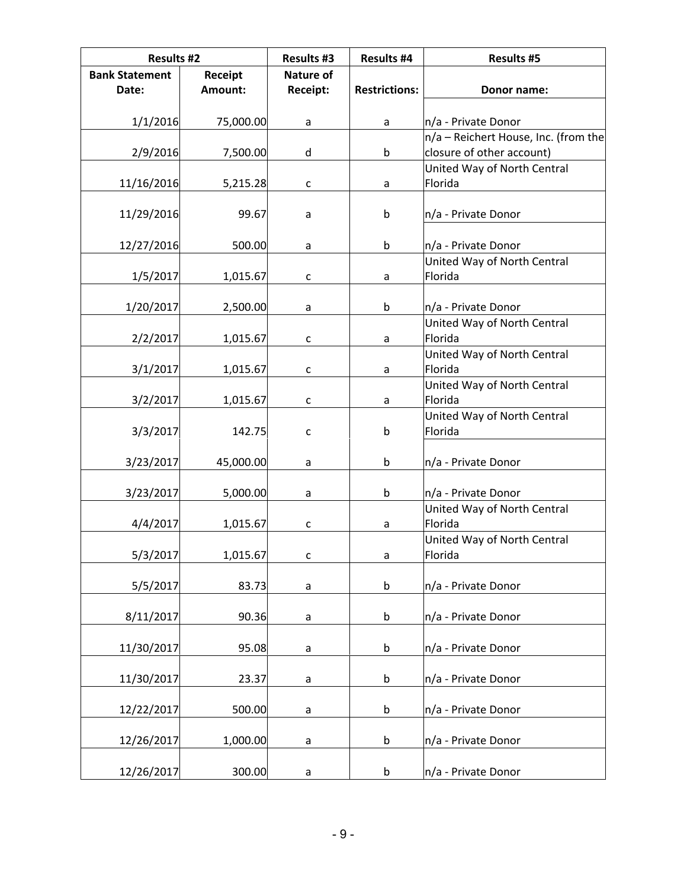| Results #2 | | Results #3 | Results #4 | Results #5 |
|---|---|---|---|---|
| Bank Statement Date: | Receipt Amount: | Nature of Receipt: | Restrictions: | Donor name: |
| 1/1/2016 | 75,000.00 | a | a | n/a - Private Donor |
| 2/9/2016 | 7,500.00 | d | b | n/a – Reichert House, Inc. (from the closure of other account) |
| 11/16/2016 | 5,215.28 | c | a | United Way of North Central Florida |
| 11/29/2016 | 99.67 | a | b | n/a - Private Donor |
| 12/27/2016 | 500.00 | a | b | n/a - Private Donor |
| 1/5/2017 | 1,015.67 | c | a | United Way of North Central Florida |
| 1/20/2017 | 2,500.00 | a | b | n/a - Private Donor |
| 2/2/2017 | 1,015.67 | c | a | United Way of North Central Florida |
| 3/1/2017 | 1,015.67 | c | a | United Way of North Central Florida |
| 3/2/2017 | 1,015.67 | c | a | United Way of North Central Florida |
| 3/3/2017 | 142.75 | c | b | United Way of North Central Florida |
| 3/23/2017 | 45,000.00 | a | b | n/a - Private Donor |
| 3/23/2017 | 5,000.00 | a | b | n/a - Private Donor |
| 4/4/2017 | 1,015.67 | c | a | United Way of North Central Florida |
| 5/3/2017 | 1,015.67 | c | a | United Way of North Central Florida |
| 5/5/2017 | 83.73 | a | b | n/a - Private Donor |
| 8/11/2017 | 90.36 | a | b | n/a - Private Donor |
| 11/30/2017 | 95.08 | a | b | n/a - Private Donor |
| 11/30/2017 | 23.37 | a | b | n/a - Private Donor |
| 12/22/2017 | 500.00 | a | b | n/a - Private Donor |
| 12/26/2017 | 1,000.00 | a | b | n/a - Private Donor |
| 12/26/2017 | 300.00 | a | b | n/a - Private Donor |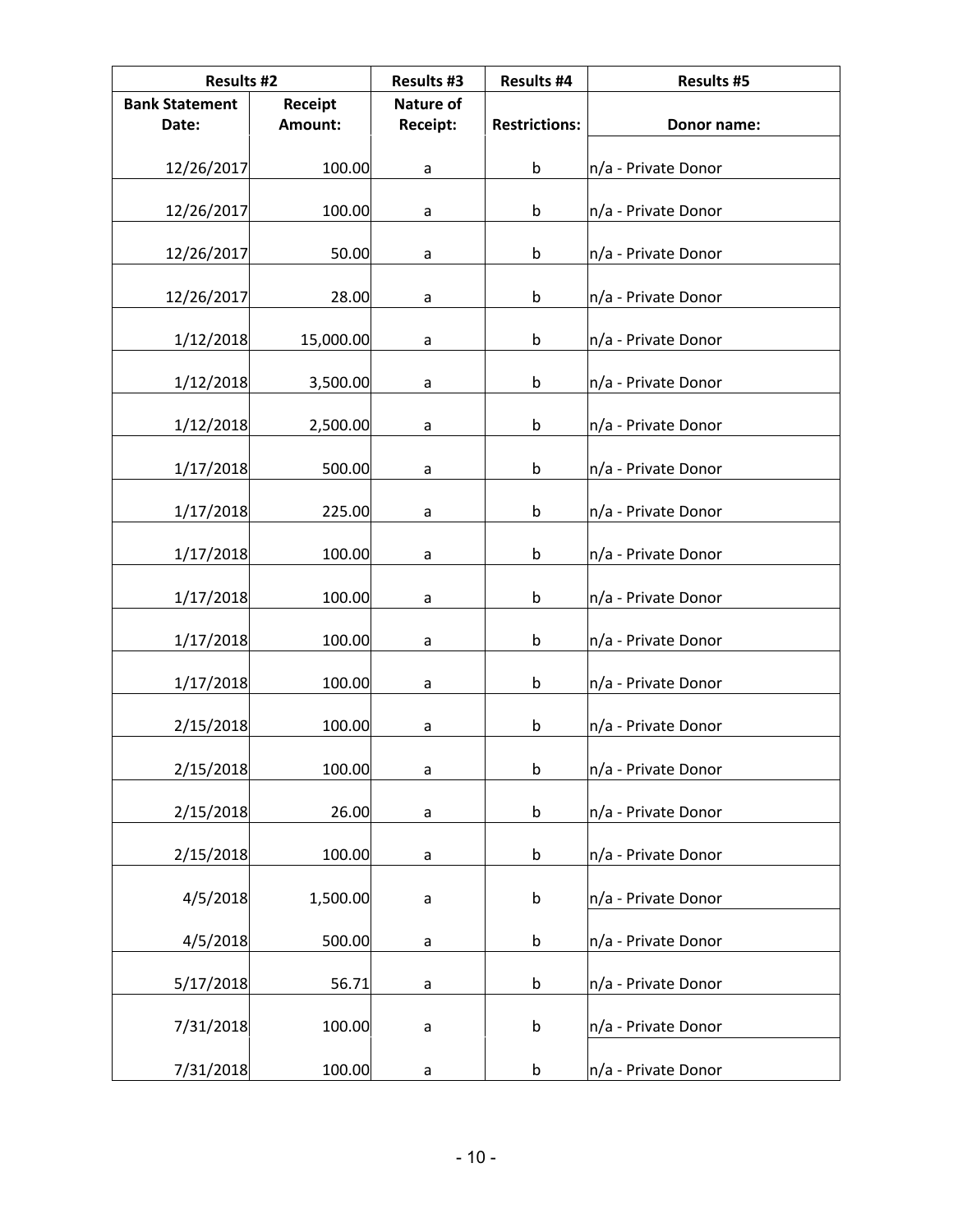| Results #2 | | Results #3 | Results #4 | Results #5 |
|---|---|---|---|---|
| Bank Statement Date: | Receipt Amount: | Nature of Receipt: | Restrictions: | Donor name: |
| 12/26/2017 | 100.00 | a | b | n/a - Private Donor |
| 12/26/2017 | 100.00 | a | b | n/a - Private Donor |
| 12/26/2017 | 50.00 | a | b | n/a - Private Donor |
| 12/26/2017 | 28.00 | a | b | n/a - Private Donor |
| 1/12/2018 | 15,000.00 | a | b | n/a - Private Donor |
| 1/12/2018 | 3,500.00 | a | b | n/a - Private Donor |
| 1/12/2018 | 2,500.00 | a | b | n/a - Private Donor |
| 1/17/2018 | 500.00 | a | b | n/a - Private Donor |
| 1/17/2018 | 225.00 | a | b | n/a - Private Donor |
| 1/17/2018 | 100.00 | a | b | n/a - Private Donor |
| 1/17/2018 | 100.00 | a | b | n/a - Private Donor |
| 1/17/2018 | 100.00 | a | b | n/a - Private Donor |
| 1/17/2018 | 100.00 | a | b | n/a - Private Donor |
| 2/15/2018 | 100.00 | a | b | n/a - Private Donor |
| 2/15/2018 | 100.00 | a | b | n/a - Private Donor |
| 2/15/2018 | 26.00 | a | b | n/a - Private Donor |
| 2/15/2018 | 100.00 | a | b | n/a - Private Donor |
| 4/5/2018 | 1,500.00 | a | b | n/a - Private Donor |
| 4/5/2018 | 500.00 | a | b | n/a - Private Donor |
| 5/17/2018 | 56.71 | a | b | n/a - Private Donor |
| 7/31/2018 | 100.00 | a | b | n/a - Private Donor |
| 7/31/2018 | 100.00 | a | b | n/a - Private Donor |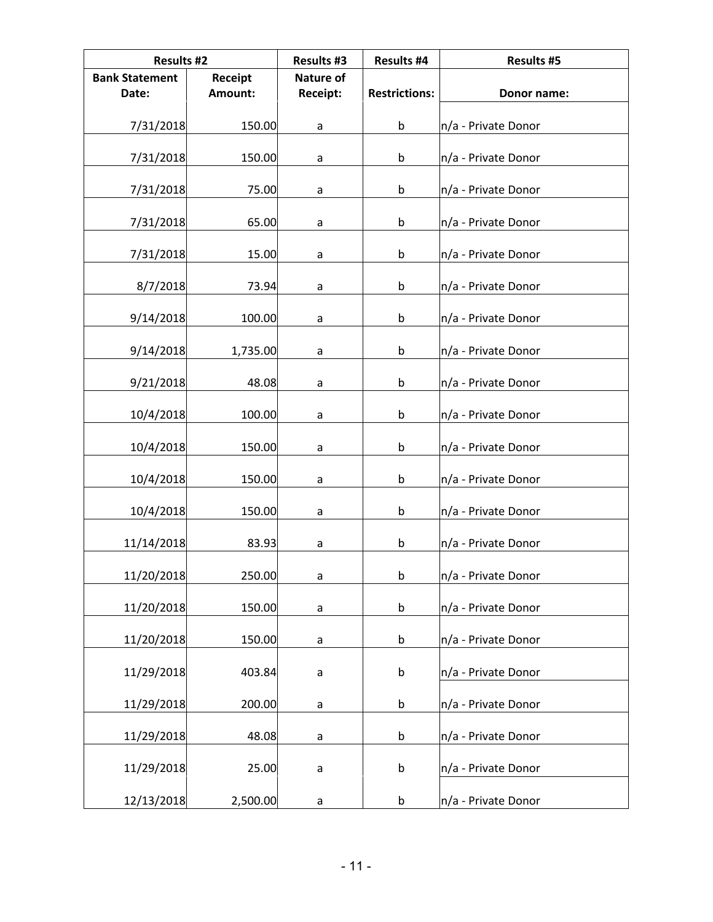| Results #2 | | Results #3 | Results #4 | Results #5 |
|---|---|---|---|---|
| Bank Statement Date: | Receipt Amount: | Nature of Receipt: | Restrictions: | Donor name: |
| 7/31/2018 | 150.00 | a | b | n/a - Private Donor |
| 7/31/2018 | 150.00 | a | b | n/a - Private Donor |
| 7/31/2018 | 75.00 | a | b | n/a - Private Donor |
| 7/31/2018 | 65.00 | a | b | n/a - Private Donor |
| 7/31/2018 | 15.00 | a | b | n/a - Private Donor |
| 8/7/2018 | 73.94 | a | b | n/a - Private Donor |
| 9/14/2018 | 100.00 | a | b | n/a - Private Donor |
| 9/14/2018 | 1,735.00 | a | b | n/a - Private Donor |
| 9/21/2018 | 48.08 | a | b | n/a - Private Donor |
| 10/4/2018 | 100.00 | a | b | n/a - Private Donor |
| 10/4/2018 | 150.00 | a | b | n/a - Private Donor |
| 10/4/2018 | 150.00 | a | b | n/a - Private Donor |
| 10/4/2018 | 150.00 | a | b | n/a - Private Donor |
| 11/14/2018 | 83.93 | a | b | n/a - Private Donor |
| 11/20/2018 | 250.00 | a | b | n/a - Private Donor |
| 11/20/2018 | 150.00 | a | b | n/a - Private Donor |
| 11/20/2018 | 150.00 | a | b | n/a - Private Donor |
| 11/29/2018 | 403.84 | a | b | n/a - Private Donor |
| 11/29/2018 | 200.00 | a | b | n/a - Private Donor |
| 11/29/2018 | 48.08 | a | b | n/a - Private Donor |
| 11/29/2018 | 25.00 | a | b | n/a - Private Donor |
| 12/13/2018 | 2,500.00 | a | b | n/a - Private Donor |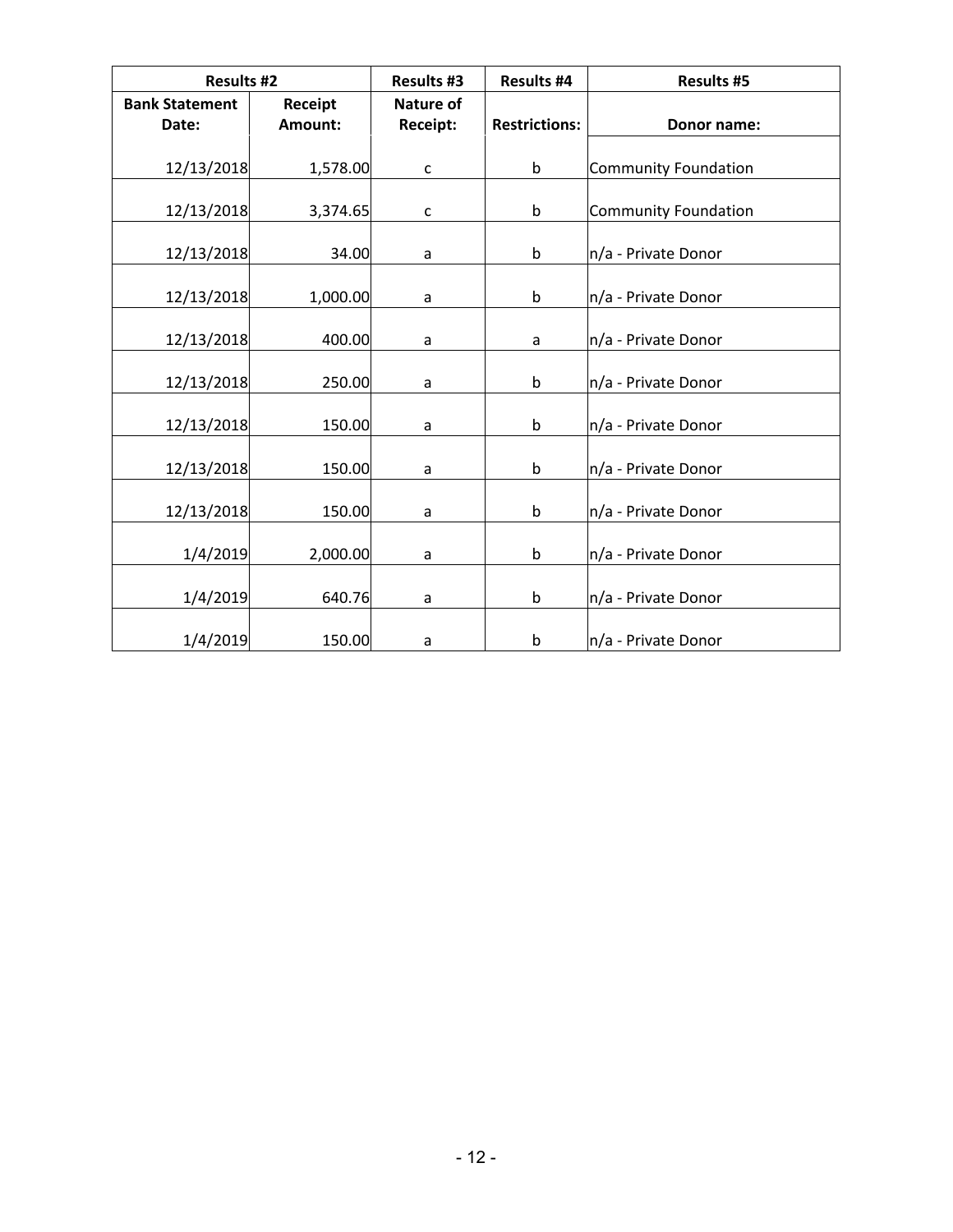| Results #2 | | Results #3 | Results #4 | Results #5 |
|---|---|---|---|---|
| **Bank Statement Date:** | **Receipt Amount:** | **Nature of Receipt:** | **Restrictions:** | **Donor name:** |
| 12/13/2018 | 1,578.00 | c | b | Community Foundation |
| 12/13/2018 | 3,374.65 | c | b | Community Foundation |
| 12/13/2018 | 34.00 | a | b | n/a - Private Donor |
| 12/13/2018 | 1,000.00 | a | b | n/a - Private Donor |
| 12/13/2018 | 400.00 | a | a | n/a - Private Donor |
| 12/13/2018 | 250.00 | a | b | n/a - Private Donor |
| 12/13/2018 | 150.00 | a | b | n/a - Private Donor |
| 12/13/2018 | 150.00 | a | b | n/a - Private Donor |
| 12/13/2018 | 150.00 | a | b | n/a - Private Donor |
| 1/4/2019 | 2,000.00 | a | b | n/a - Private Donor |
| 1/4/2019 | 640.76 | a | b | n/a - Private Donor |
| 1/4/2019 | 150.00 | a | b | n/a - Private Donor |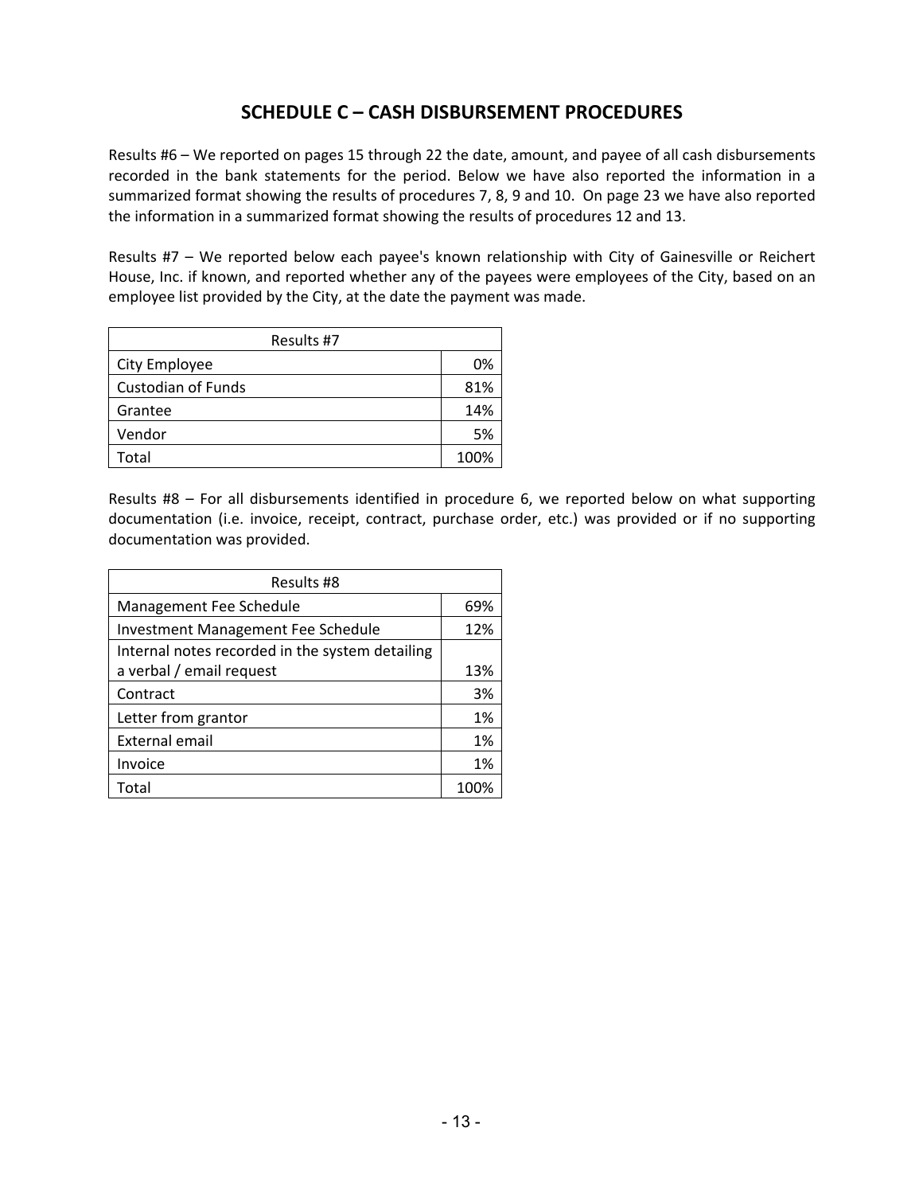## SCHEDULE C – CASH DISBURSEMENT PROCEDURES

Results #6 – We reported on pages 15 through 22 the date, amount, and payee of all cash disbursements recorded in the bank statements for the period. Below we have also reported the information in a summarized format showing the results of procedures 7, 8, 9 and 10. On page 23 we have also reported the information in a summarized format showing the results of procedures 12 and 13.

Results #7 – We reported below each payee's known relationship with City of Gainesville or Reichert House, Inc. if known, and reported whether any of the payees were employees of the City, based on an employee list provided by the City, at the date the payment was made.

| Results #7 | |
|---|---|
| City Employee | 0% |
| Custodian of Funds | 81% |
| Grantee | 14% |
| Vendor | 5% |
| Total | 100% |

Results #8 – For all disbursements identified in procedure 6, we reported below on what supporting documentation (i.e. invoice, receipt, contract, purchase order, etc.) was provided or if no supporting documentation was provided.

| Results #8 | |
|---|---|
| Management Fee Schedule | 69% |
| Investment Management Fee Schedule | 12% |
| Internal notes recorded in the system detailing a verbal / email request | 13% |
| Contract | 3% |
| Letter from grantor | 1% |
| External email | 1% |
| Invoice | 1% |
| Total | 100% |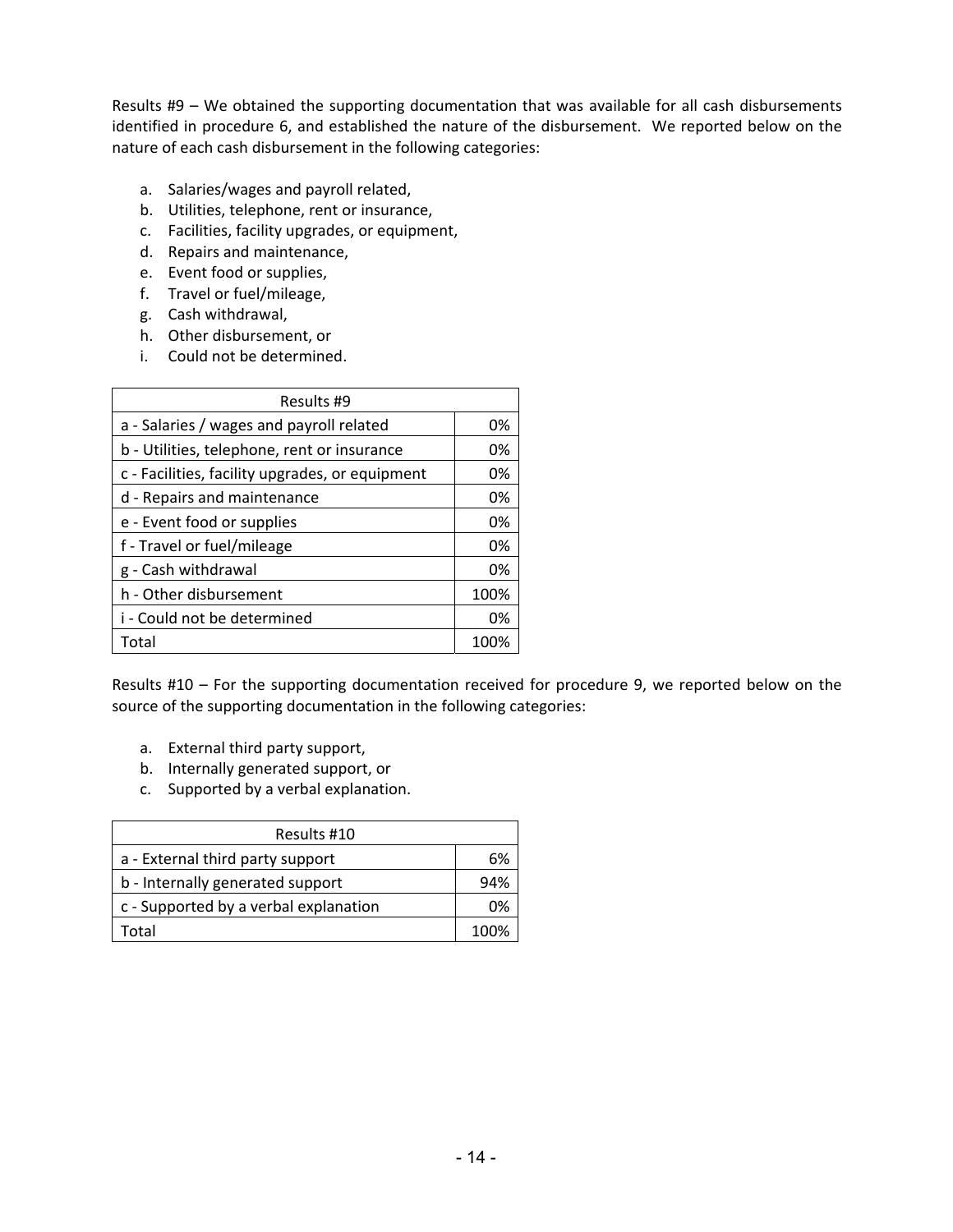Results #9 – We obtained the supporting documentation that was available for all cash disbursements identified in procedure 6, and established the nature of the disbursement. We reported below on the nature of each cash disbursement in the following categories:

a. Salaries/wages and payroll related,
b. Utilities, telephone, rent or insurance,
c. Facilities, facility upgrades, or equipment,
d. Repairs and maintenance,
e. Event food or supplies,
f. Travel or fuel/mileage,
g. Cash withdrawal,
h. Other disbursement, or
i. Could not be determined.

| Results #9 | |
|---|---|
| a - Salaries / wages and payroll related | 0% |
| b - Utilities, telephone, rent or insurance | 0% |
| c - Facilities, facility upgrades, or equipment | 0% |
| d - Repairs and maintenance | 0% |
| e - Event food or supplies | 0% |
| f - Travel or fuel/mileage | 0% |
| g - Cash withdrawal | 0% |
| h - Other disbursement | 100% |
| i - Could not be determined | 0% |
| Total | 100% |

Results #10 – For the supporting documentation received for procedure 9, we reported below on the source of the supporting documentation in the following categories:

a. External third party support,
b. Internally generated support, or
c. Supported by a verbal explanation.

| Results #10 | |
|---|---|
| a - External third party support | 6% |
| b - Internally generated support | 94% |
| c - Supported by a verbal explanation | 0% |
| Total | 100% |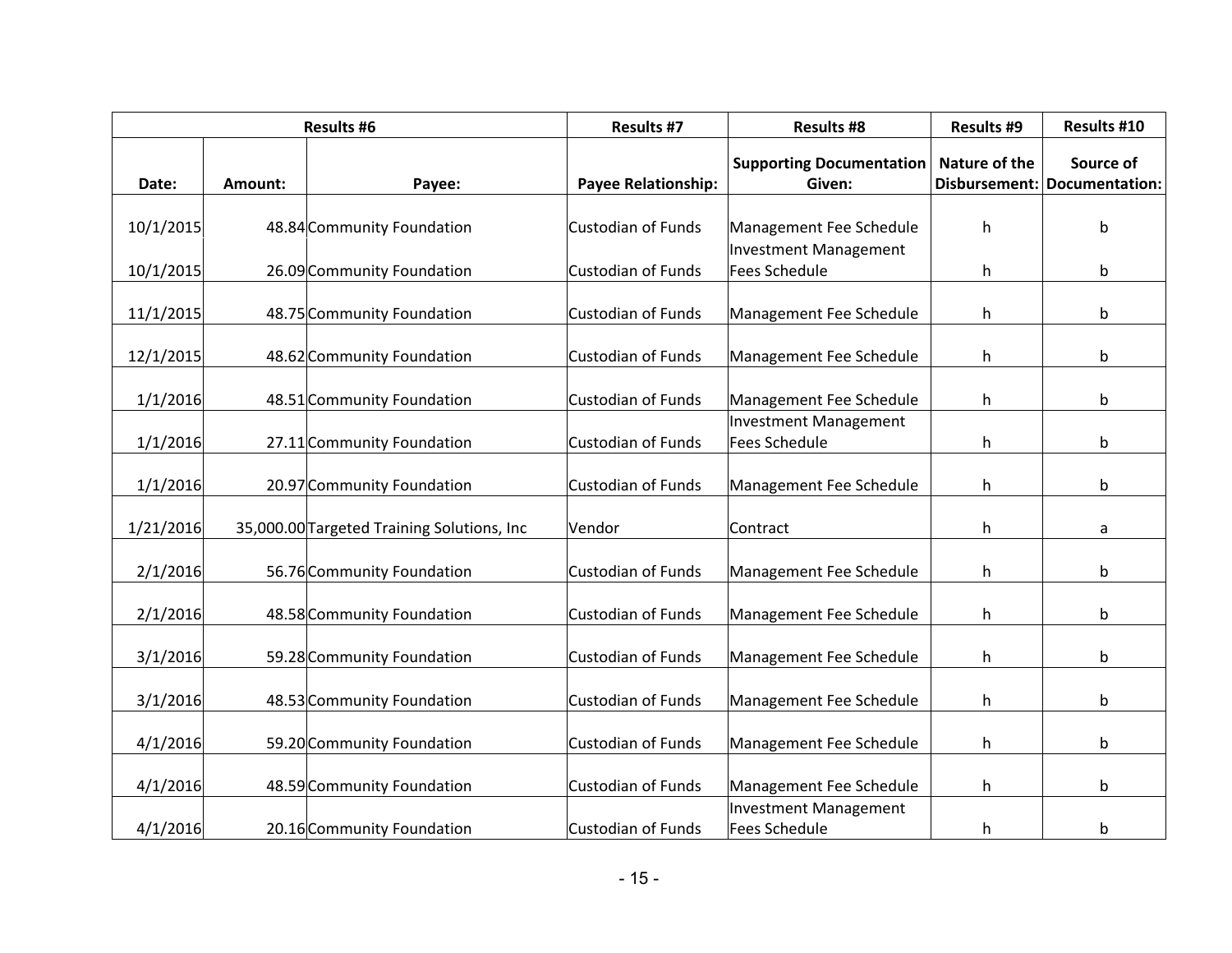| Results #6 | | | Results #7 | Results #8 | Results #9 | Results #10 |
|---|---|---|---|---|---|---|
| Date: | Amount: | Payee: | Payee Relationship: | Supporting Documentation Given: | Nature of the Disbursement: | Source of Documentation: |
| 10/1/2015 | 48.84 | Community Foundation | Custodian of Funds | Management Fee Schedule | h | b |
| 10/1/2015 | 26.09 | Community Foundation | Custodian of Funds | Investment Management Fees Schedule | h | b |
| 11/1/2015 | 48.75 | Community Foundation | Custodian of Funds | Management Fee Schedule | h | b |
| 12/1/2015 | 48.62 | Community Foundation | Custodian of Funds | Management Fee Schedule | h | b |
| 1/1/2016 | 48.51 | Community Foundation | Custodian of Funds | Management Fee Schedule | h | b |
| 1/1/2016 | 27.11 | Community Foundation | Custodian of Funds | Investment Management Fees Schedule | h | b |
| 1/1/2016 | 20.97 | Community Foundation | Custodian of Funds | Management Fee Schedule | h | b |
| 1/21/2016 | 35,000.00 | Targeted Training Solutions, Inc | Vendor | Contract | h | a |
| 2/1/2016 | 56.76 | Community Foundation | Custodian of Funds | Management Fee Schedule | h | b |
| 2/1/2016 | 48.58 | Community Foundation | Custodian of Funds | Management Fee Schedule | h | b |
| 3/1/2016 | 59.28 | Community Foundation | Custodian of Funds | Management Fee Schedule | h | b |
| 3/1/2016 | 48.53 | Community Foundation | Custodian of Funds | Management Fee Schedule | h | b |
| 4/1/2016 | 59.20 | Community Foundation | Custodian of Funds | Management Fee Schedule | h | b |
| 4/1/2016 | 48.59 | Community Foundation | Custodian of Funds | Management Fee Schedule | h | b |
| 4/1/2016 | 20.16 | Community Foundation | Custodian of Funds | Investment Management Fees Schedule | h | b |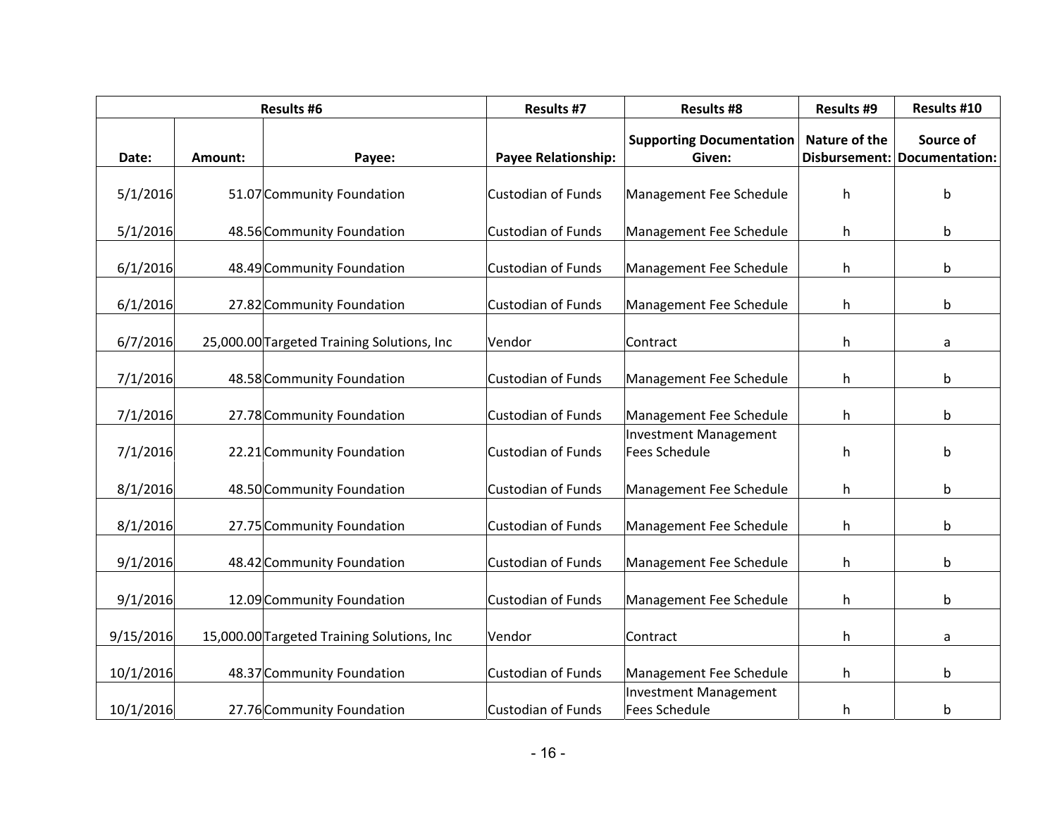| Results #6 | | | Results #7 | Results #8 | Results #9 | Results #10 |
|---|---|---|---|---|---|---|
| Date: | Amount: | Payee: | Payee Relationship: | Supporting Documentation Given: | Nature of the Disbursement: | Source of Documentation: |
| 5/1/2016 | 51.07 | Community Foundation | Custodian of Funds | Management Fee Schedule | h | b |
| 5/1/2016 | 48.56 | Community Foundation | Custodian of Funds | Management Fee Schedule | h | b |
| 6/1/2016 | 48.49 | Community Foundation | Custodian of Funds | Management Fee Schedule | h | b |
| 6/1/2016 | 27.82 | Community Foundation | Custodian of Funds | Management Fee Schedule | h | b |
| 6/7/2016 | 25,000.00 | Targeted Training Solutions, Inc | Vendor | Contract | h | a |
| 7/1/2016 | 48.58 | Community Foundation | Custodian of Funds | Management Fee Schedule | h | b |
| 7/1/2016 | 27.78 | Community Foundation | Custodian of Funds | Management Fee Schedule | h | b |
| 7/1/2016 | 22.21 | Community Foundation | Custodian of Funds | Investment Management Fees Schedule | h | b |
| 8/1/2016 | 48.50 | Community Foundation | Custodian of Funds | Management Fee Schedule | h | b |
| 8/1/2016 | 27.75 | Community Foundation | Custodian of Funds | Management Fee Schedule | h | b |
| 9/1/2016 | 48.42 | Community Foundation | Custodian of Funds | Management Fee Schedule | h | b |
| 9/1/2016 | 12.09 | Community Foundation | Custodian of Funds | Management Fee Schedule | h | b |
| 9/15/2016 | 15,000.00 | Targeted Training Solutions, Inc | Vendor | Contract | h | a |
| 10/1/2016 | 48.37 | Community Foundation | Custodian of Funds | Management Fee Schedule | h | b |
| 10/1/2016 | 27.76 | Community Foundation | Custodian of Funds | Investment Management Fees Schedule | h | b |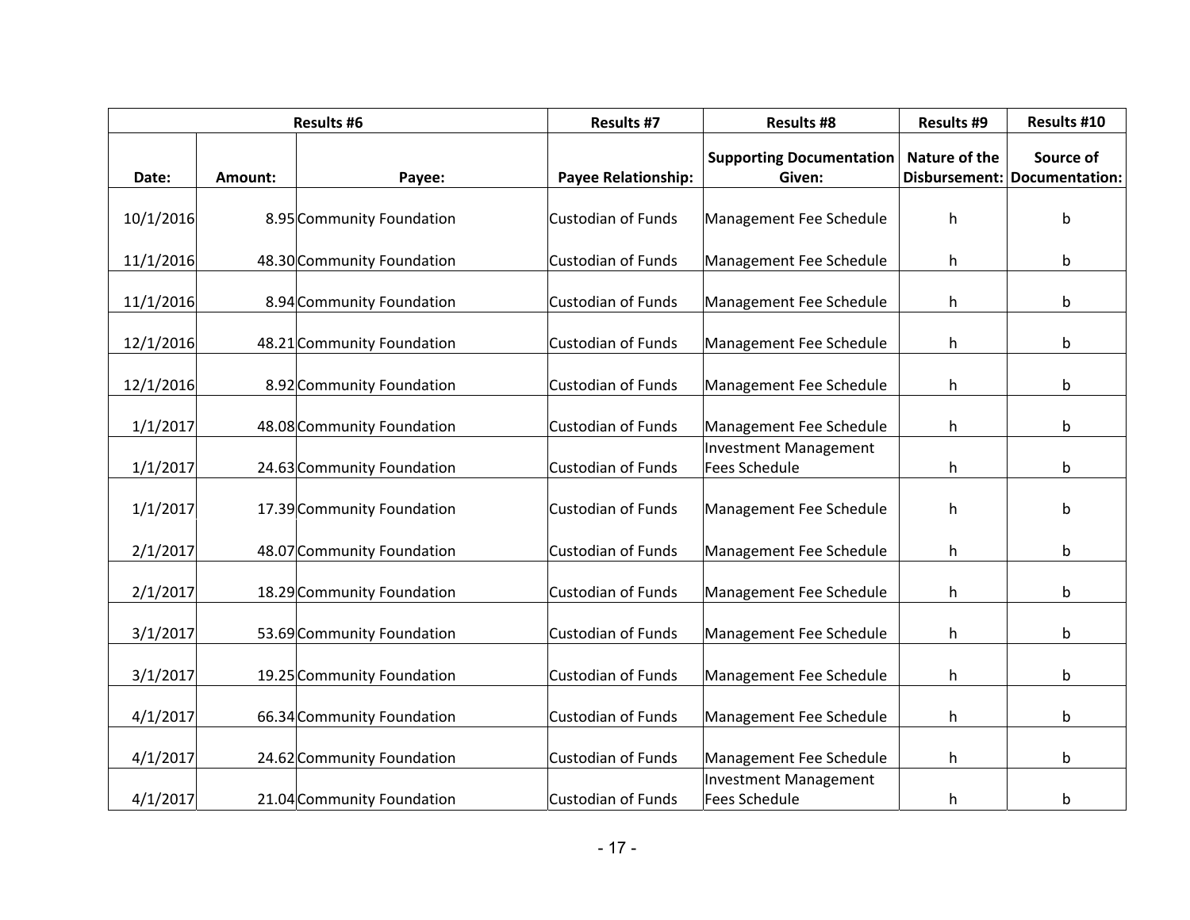| Results #6 | | | Results #7 | Results #8 | Results #9 | Results #10 |
|---|---|---|---|---|---|---|
| Date: | Amount: | Payee: | Payee Relationship: | Supporting Documentation Given: | Nature of the Disbursement: | Source of Documentation: |
| 10/1/2016 | 8.95 | Community Foundation | Custodian of Funds | Management Fee Schedule | h | b |
| 11/1/2016 | 48.30 | Community Foundation | Custodian of Funds | Management Fee Schedule | h | b |
| 11/1/2016 | 8.94 | Community Foundation | Custodian of Funds | Management Fee Schedule | h | b |
| 12/1/2016 | 48.21 | Community Foundation | Custodian of Funds | Management Fee Schedule | h | b |
| 12/1/2016 | 8.92 | Community Foundation | Custodian of Funds | Management Fee Schedule | h | b |
| 1/1/2017 | 48.08 | Community Foundation | Custodian of Funds | Management Fee Schedule | h | b |
| 1/1/2017 | 24.63 | Community Foundation | Custodian of Funds | Investment Management Fees Schedule | h | b |
| 1/1/2017 | 17.39 | Community Foundation | Custodian of Funds | Management Fee Schedule | h | b |
| 2/1/2017 | 48.07 | Community Foundation | Custodian of Funds | Management Fee Schedule | h | b |
| 2/1/2017 | 18.29 | Community Foundation | Custodian of Funds | Management Fee Schedule | h | b |
| 3/1/2017 | 53.69 | Community Foundation | Custodian of Funds | Management Fee Schedule | h | b |
| 3/1/2017 | 19.25 | Community Foundation | Custodian of Funds | Management Fee Schedule | h | b |
| 4/1/2017 | 66.34 | Community Foundation | Custodian of Funds | Management Fee Schedule | h | b |
| 4/1/2017 | 24.62 | Community Foundation | Custodian of Funds | Management Fee Schedule | h | b |
| 4/1/2017 | 21.04 | Community Foundation | Custodian of Funds | Investment Management Fees Schedule | h | b |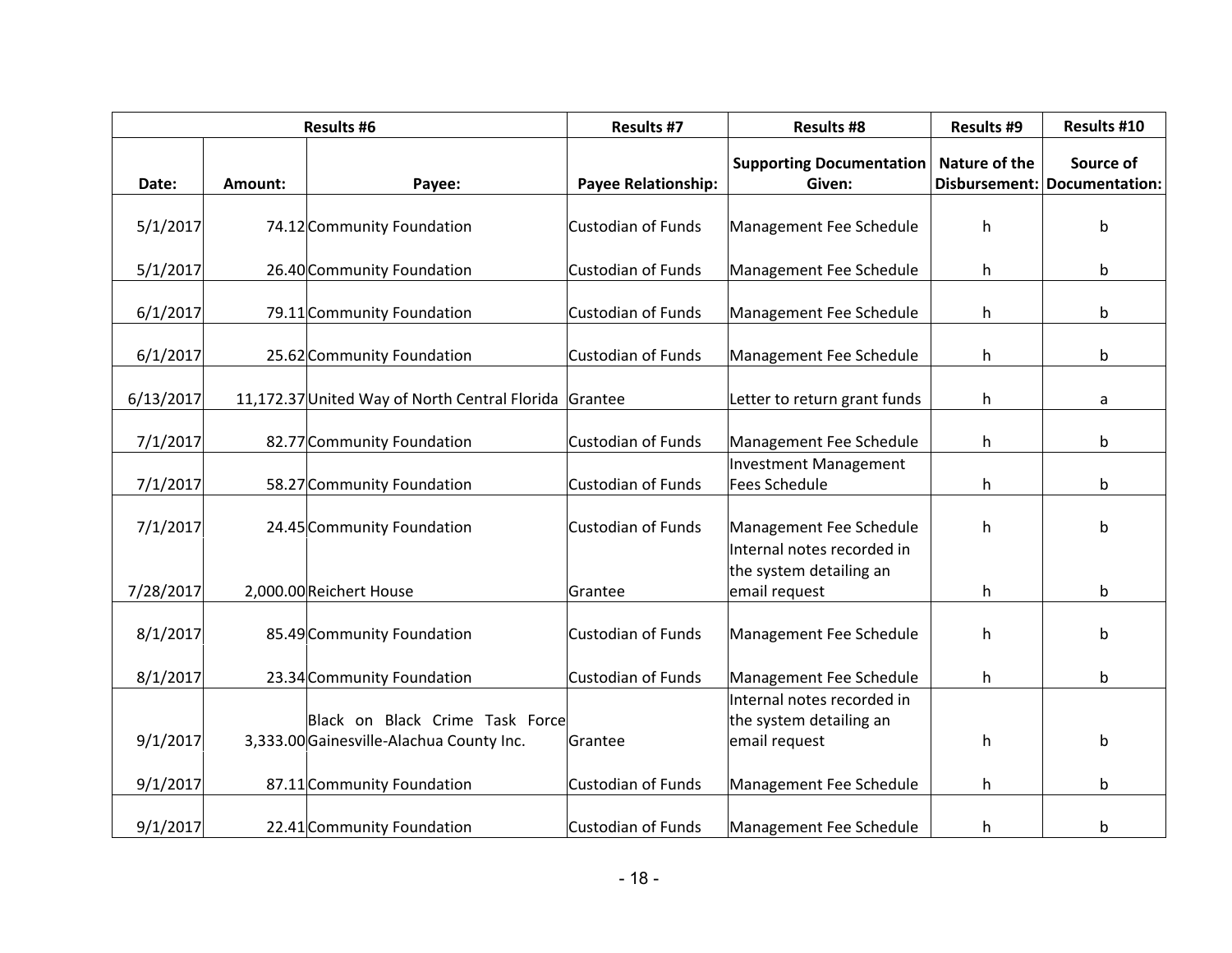| Results #6 | | | Results #7 | Results #8 | Results #9 | Results #10 |
|---|---|---|---|---|---|---|
| Date: | Amount: | Payee: | Payee Relationship: | Supporting Documentation Given: | Nature of the Disbursement: | Source of Documentation: |
| 5/1/2017 | 74.12 | Community Foundation | Custodian of Funds | Management Fee Schedule | h | b |
| 5/1/2017 | 26.40 | Community Foundation | Custodian of Funds | Management Fee Schedule | h | b |
| 6/1/2017 | 79.11 | Community Foundation | Custodian of Funds | Management Fee Schedule | h | b |
| 6/1/2017 | 25.62 | Community Foundation | Custodian of Funds | Management Fee Schedule | h | b |
| 6/13/2017 | 11,172.37 | United Way of North Central Florida | Grantee | Letter to return grant funds | h | a |
| 7/1/2017 | 82.77 | Community Foundation | Custodian of Funds | Management Fee Schedule | h | b |
| 7/1/2017 | 58.27 | Community Foundation | Custodian of Funds | Investment Management Fees Schedule | h | b |
| 7/1/2017 | 24.45 | Community Foundation | Custodian of Funds | Management Fee Schedule | h | b |
| 7/28/2017 | 2,000.00 | Reichert House | Grantee | Internal notes recorded in the system detailing an email request | h | b |
| 8/1/2017 | 85.49 | Community Foundation | Custodian of Funds | Management Fee Schedule | h | b |
| 8/1/2017 | 23.34 | Community Foundation | Custodian of Funds | Management Fee Schedule | h | b |
| 9/1/2017 | 3,333.00 | Black on Black Crime Task Force Gainesville-Alachua County Inc. | Grantee | Internal notes recorded in the system detailing an email request | h | b |
| 9/1/2017 | 87.11 | Community Foundation | Custodian of Funds | Management Fee Schedule | h | b |
| 9/1/2017 | 22.41 | Community Foundation | Custodian of Funds | Management Fee Schedule | h | b |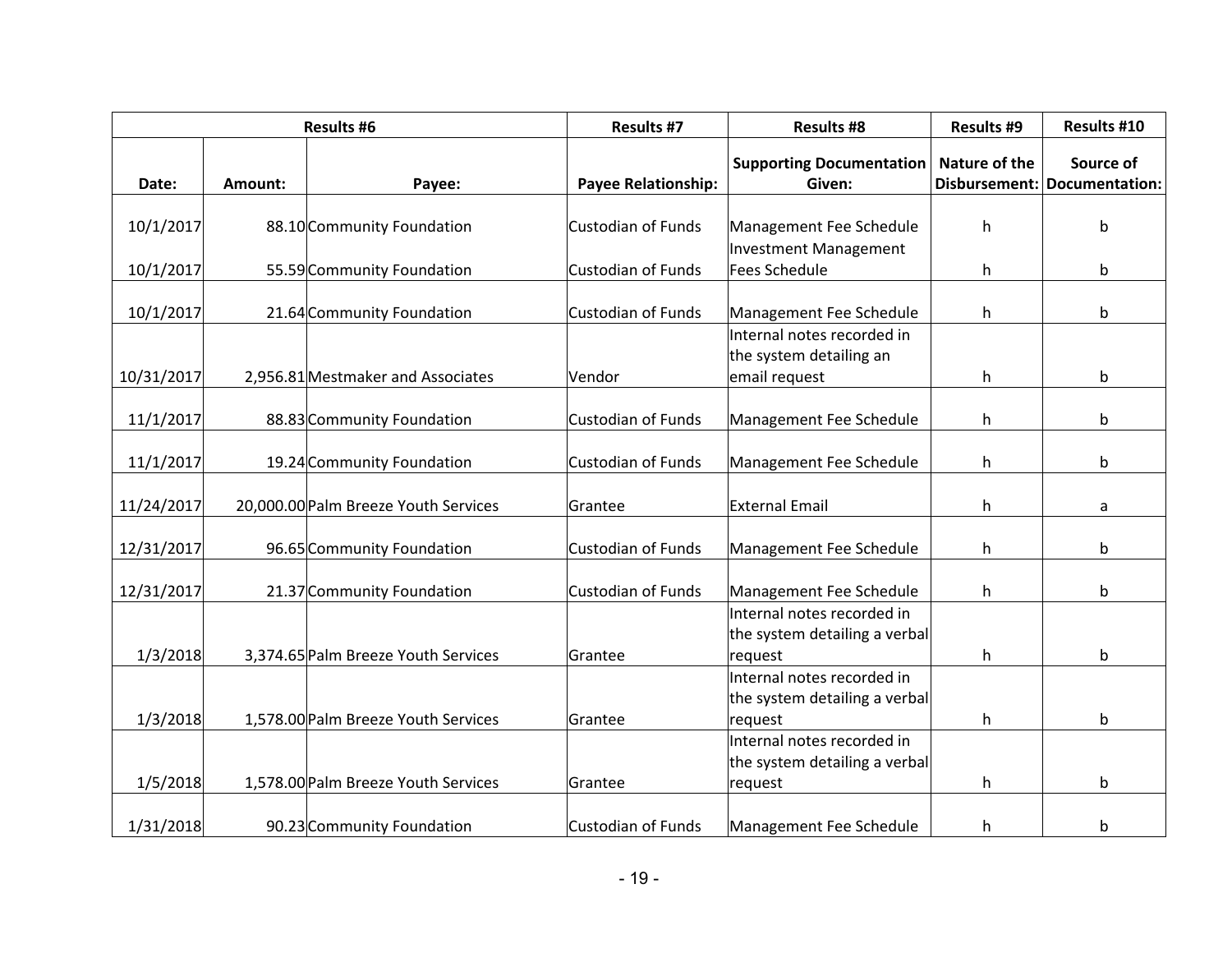| Results #6 | | | Results #7 | Results #8 | Results #9 | Results #10 |
|---|---|---|---|---|---|---|
| Date: | Amount: | Payee: | Payee Relationship: | Supporting Documentation Given: | Nature of the Disbursement: | Source of Documentation: |
| 10/1/2017 | 88.10 | Community Foundation | Custodian of Funds | Management Fee Schedule | h | b |
| 10/1/2017 | 55.59 | Community Foundation | Custodian of Funds | Investment Management Fees Schedule | h | b |
| 10/1/2017 | 21.64 | Community Foundation | Custodian of Funds | Management Fee Schedule | h | b |
| 10/31/2017 | 2,956.81 | Mestmaker and Associates | Vendor | Internal notes recorded in the system detailing an email request | h | b |
| 11/1/2017 | 88.83 | Community Foundation | Custodian of Funds | Management Fee Schedule | h | b |
| 11/1/2017 | 19.24 | Community Foundation | Custodian of Funds | Management Fee Schedule | h | b |
| 11/24/2017 | 20,000.00 | Palm Breeze Youth Services | Grantee | External Email | h | a |
| 12/31/2017 | 96.65 | Community Foundation | Custodian of Funds | Management Fee Schedule | h | b |
| 12/31/2017 | 21.37 | Community Foundation | Custodian of Funds | Management Fee Schedule | h | b |
| 1/3/2018 | 3,374.65 | Palm Breeze Youth Services | Grantee | Internal notes recorded in the system detailing a verbal request | h | b |
| 1/3/2018 | 1,578.00 | Palm Breeze Youth Services | Grantee | Internal notes recorded in the system detailing a verbal request | h | b |
| 1/5/2018 | 1,578.00 | Palm Breeze Youth Services | Grantee | Internal notes recorded in the system detailing a verbal request | h | b |
| 1/31/2018 | 90.23 | Community Foundation | Custodian of Funds | Management Fee Schedule | h | b |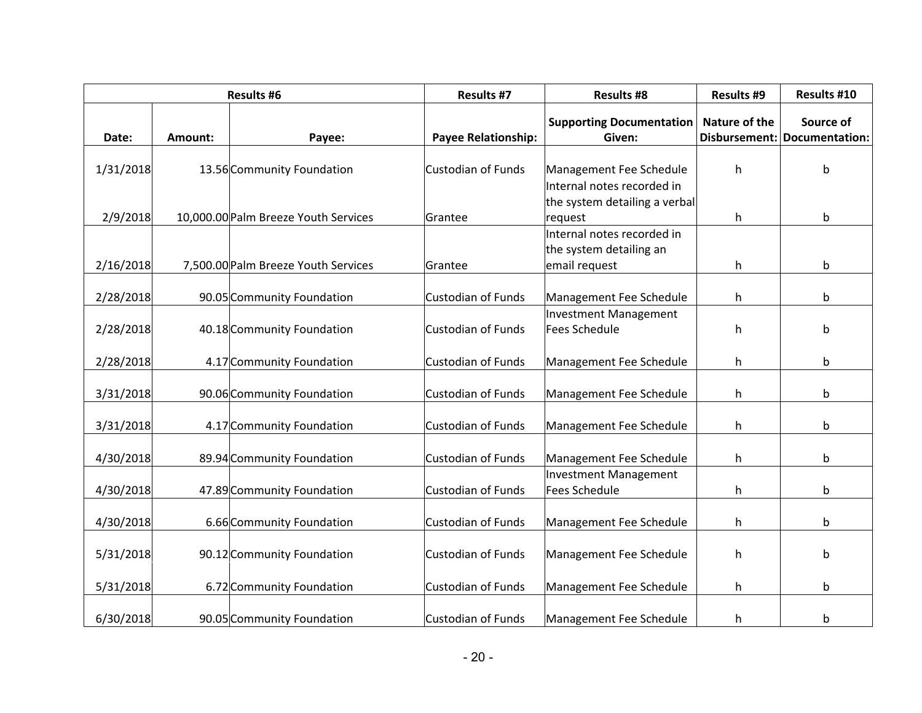| Results #6 | | | Results #7 | Results #8 | Results #9 | Results #10 |
|---|---|---|---|---|---|---|
| Date: | Amount: | Payee: | Payee Relationship: | Supporting Documentation Given: | Nature of the Disbursement: | Source of Documentation: |
| 1/31/2018 | 13.56 | Community Foundation | Custodian of Funds | Management Fee Schedule | h | b |
| 2/9/2018 | 10,000.00 | Palm Breeze Youth Services | Grantee | Internal notes recorded in the system detailing a verbal request | h | b |
| 2/16/2018 | 7,500.00 | Palm Breeze Youth Services | Grantee | Internal notes recorded in the system detailing an email request | h | b |
| 2/28/2018 | 90.05 | Community Foundation | Custodian of Funds | Management Fee Schedule | h | b |
| 2/28/2018 | 40.18 | Community Foundation | Custodian of Funds | Investment Management Fees Schedule | h | b |
| 2/28/2018 | 4.17 | Community Foundation | Custodian of Funds | Management Fee Schedule | h | b |
| 3/31/2018 | 90.06 | Community Foundation | Custodian of Funds | Management Fee Schedule | h | b |
| 3/31/2018 | 4.17 | Community Foundation | Custodian of Funds | Management Fee Schedule | h | b |
| 4/30/2018 | 89.94 | Community Foundation | Custodian of Funds | Management Fee Schedule | h | b |
| 4/30/2018 | 47.89 | Community Foundation | Custodian of Funds | Investment Management Fees Schedule | h | b |
| 4/30/2018 | 6.66 | Community Foundation | Custodian of Funds | Management Fee Schedule | h | b |
| 5/31/2018 | 90.12 | Community Foundation | Custodian of Funds | Management Fee Schedule | h | b |
| 5/31/2018 | 6.72 | Community Foundation | Custodian of Funds | Management Fee Schedule | h | b |
| 6/30/2018 | 90.05 | Community Foundation | Custodian of Funds | Management Fee Schedule | h | b |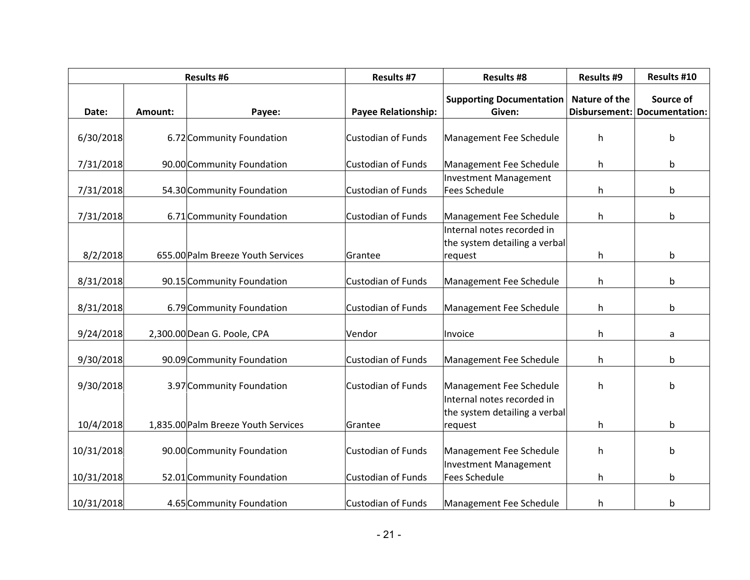| Results #6 | | | Results #7 | Results #8 | Results #9 | Results #10 |
|---|---|---|---|---|---|---|
| Date: | Amount: | Payee: | Payee Relationship: | Supporting Documentation Given: | Nature of the Disbursement: | Source of Documentation: |
| 6/30/2018 | 6.72 | Community Foundation | Custodian of Funds | Management Fee Schedule | h | b |
| 7/31/2018 | 90.00 | Community Foundation | Custodian of Funds | Management Fee Schedule | h | b |
| 7/31/2018 | 54.30 | Community Foundation | Custodian of Funds | Investment Management Fees Schedule | h | b |
| 7/31/2018 | 6.71 | Community Foundation | Custodian of Funds | Management Fee Schedule | h | b |
| 8/2/2018 | 655.00 | Palm Breeze Youth Services | Grantee | Internal notes recorded in the system detailing a verbal request | h | b |
| 8/31/2018 | 90.15 | Community Foundation | Custodian of Funds | Management Fee Schedule | h | b |
| 8/31/2018 | 6.79 | Community Foundation | Custodian of Funds | Management Fee Schedule | h | b |
| 9/24/2018 | 2,300.00 | Dean G. Poole, CPA | Vendor | Invoice | h | a |
| 9/30/2018 | 90.09 | Community Foundation | Custodian of Funds | Management Fee Schedule | h | b |
| 9/30/2018 | 3.97 | Community Foundation | Custodian of Funds | Management Fee Schedule | h | b |
| 10/4/2018 | 1,835.00 | Palm Breeze Youth Services | Grantee | Internal notes recorded in the system detailing a verbal request | h | b |
| 10/31/2018 | 90.00 | Community Foundation | Custodian of Funds | Management Fee Schedule | h | b |
| 10/31/2018 | 52.01 | Community Foundation | Custodian of Funds | Investment Management Fees Schedule | h | b |
| 10/31/2018 | 4.65 | Community Foundation | Custodian of Funds | Management Fee Schedule | h | b |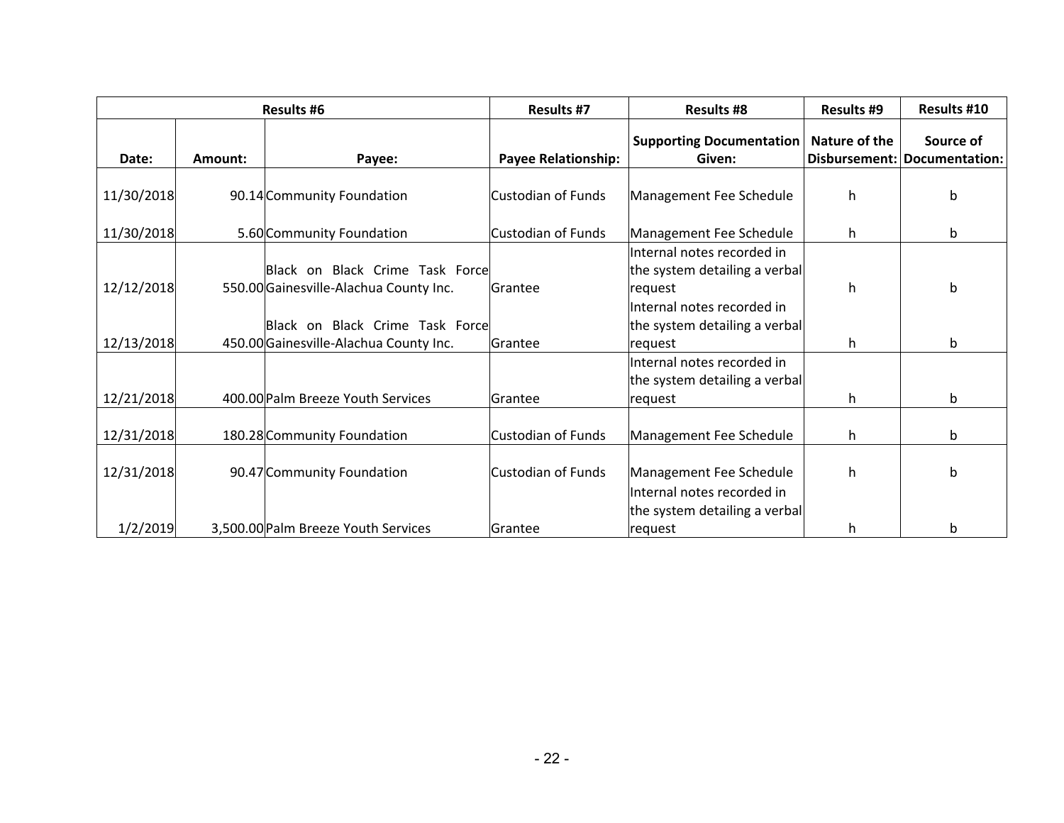| Results #6 | | | Results #7 | Results #8 | Results #9 | Results #10 |
|---|---|---|---|---|---|---|
| Date: | Amount: | Payee: | Payee Relationship: | Supporting Documentation Given: | Nature of the Disbursement: | Source of Documentation: |
| 11/30/2018 | 90.14 | Community Foundation | Custodian of Funds | Management Fee Schedule | h | b |
| 11/30/2018 | 5.60 | Community Foundation | Custodian of Funds | Management Fee Schedule | h | b |
| 12/12/2018 | 550.00 | Black on Black Crime Task Force Gainesville-Alachua County Inc. | Grantee | Internal notes recorded in the system detailing a verbal request | h | b |
| 12/13/2018 | 450.00 | Black on Black Crime Task Force Gainesville-Alachua County Inc. | Grantee | Internal notes recorded in the system detailing a verbal request | h | b |
| 12/21/2018 | 400.00 | Palm Breeze Youth Services | Grantee | Internal notes recorded in the system detailing a verbal request | h | b |
| 12/31/2018 | 180.28 | Community Foundation | Custodian of Funds | Management Fee Schedule | h | b |
| 12/31/2018 | 90.47 | Community Foundation | Custodian of Funds | Management Fee Schedule | h | b |
| 1/2/2019 | 3,500.00 | Palm Breeze Youth Services | Grantee | Internal notes recorded in the system detailing a verbal request | h | b |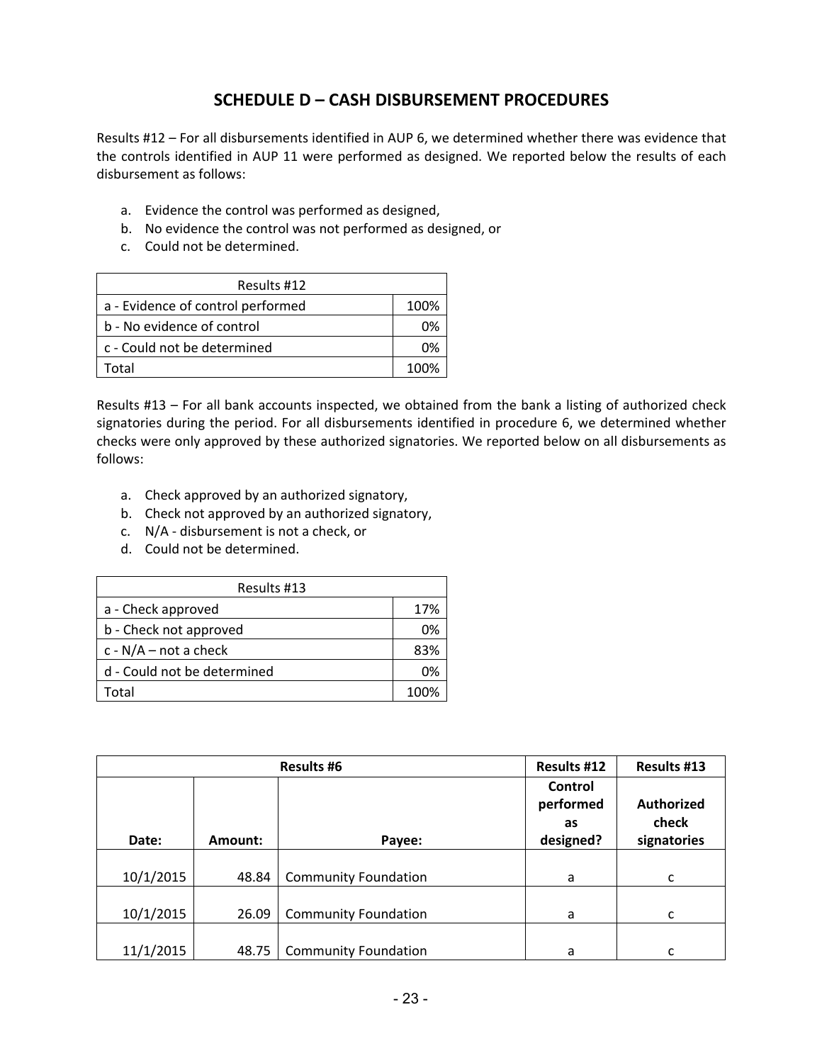## SCHEDULE D – CASH DISBURSEMENT PROCEDURES

Results #12 – For all disbursements identified in AUP 6, we determined whether there was evidence that the controls identified in AUP 11 were performed as designed. We reported below the results of each disbursement as follows:

a. Evidence the control was performed as designed,
b. No evidence the control was not performed as designed, or
c. Could not be determined.

| Results #12 | |
|---|---|
| a - Evidence of control performed | 100% |
| b - No evidence of control | 0% |
| c - Could not be determined | 0% |
| Total | 100% |

Results #13 – For all bank accounts inspected, we obtained from the bank a listing of authorized check signatories during the period. For all disbursements identified in procedure 6, we determined whether checks were only approved by these authorized signatories. We reported below on all disbursements as follows:

a. Check approved by an authorized signatory,
b. Check not approved by an authorized signatory,
c. N/A - disbursement is not a check, or
d. Could not be determined.

| Results #13 | |
|---|---|
| a - Check approved | 17% |
| b - Check not approved | 0% |
| c - N/A – not a check | 83% |
| d - Could not be determined | 0% |
| Total | 100% |

| Results #6 | | | Results #12 | Results #13 |
|---|---|---|---|---|
| Date: | Amount: | Payee: | Control performed as designed? | Authorized check signatories |
| 10/1/2015 | 48.84 | Community Foundation | a | c |
| 10/1/2015 | 26.09 | Community Foundation | a | c |
| 11/1/2015 | 48.75 | Community Foundation | a | c |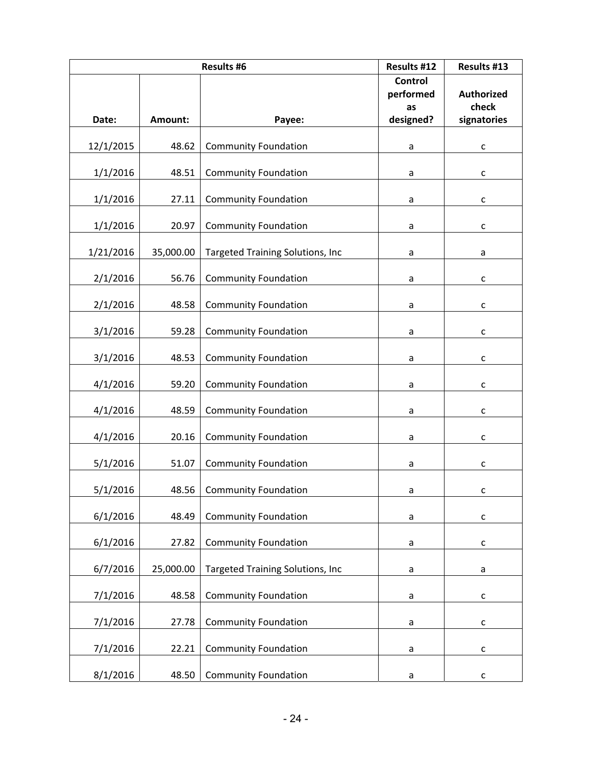| Results #6 | | | Results #12 | Results #13 |
|---|---|---|---|---|
| Date: | Amount: | Payee: | Control performed as designed? | Authorized check signatories |
| 12/1/2015 | 48.62 | Community Foundation | a | c |
| 1/1/2016 | 48.51 | Community Foundation | a | c |
| 1/1/2016 | 27.11 | Community Foundation | a | c |
| 1/1/2016 | 20.97 | Community Foundation | a | c |
| 1/21/2016 | 35,000.00 | Targeted Training Solutions, Inc | a | a |
| 2/1/2016 | 56.76 | Community Foundation | a | c |
| 2/1/2016 | 48.58 | Community Foundation | a | c |
| 3/1/2016 | 59.28 | Community Foundation | a | c |
| 3/1/2016 | 48.53 | Community Foundation | a | c |
| 4/1/2016 | 59.20 | Community Foundation | a | c |
| 4/1/2016 | 48.59 | Community Foundation | a | c |
| 4/1/2016 | 20.16 | Community Foundation | a | c |
| 5/1/2016 | 51.07 | Community Foundation | a | c |
| 5/1/2016 | 48.56 | Community Foundation | a | c |
| 6/1/2016 | 48.49 | Community Foundation | a | c |
| 6/1/2016 | 27.82 | Community Foundation | a | c |
| 6/7/2016 | 25,000.00 | Targeted Training Solutions, Inc | a | a |
| 7/1/2016 | 48.58 | Community Foundation | a | c |
| 7/1/2016 | 27.78 | Community Foundation | a | c |
| 7/1/2016 | 22.21 | Community Foundation | a | c |
| 8/1/2016 | 48.50 | Community Foundation | a | c |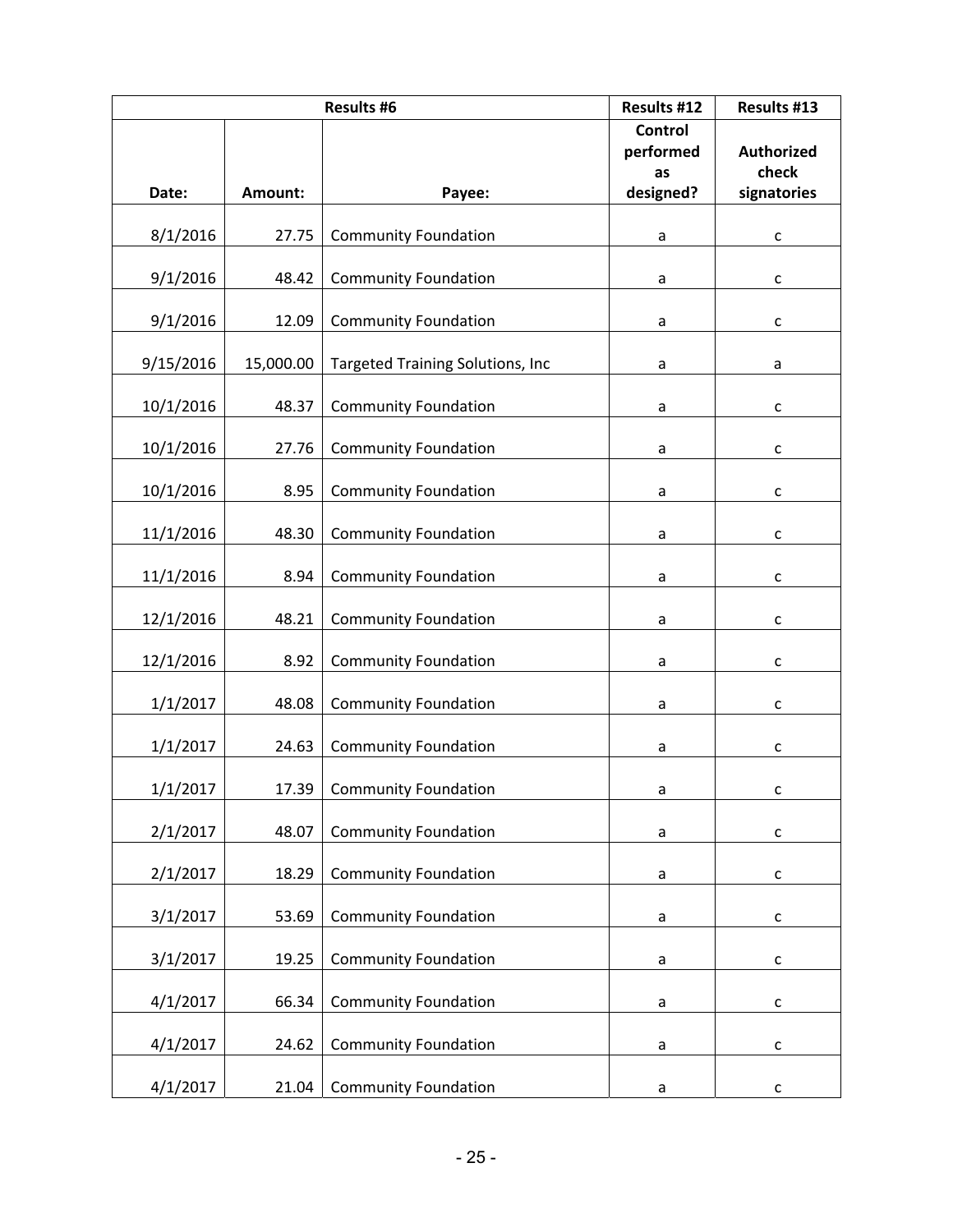| Results #6 | | | Results #12 | Results #13 |
|---|---|---|---|---|
| Date: | Amount: | Payee: | Control performed as designed? | Authorized check signatories |
| 8/1/2016 | 27.75 | Community Foundation | a | c |
| 9/1/2016 | 48.42 | Community Foundation | a | c |
| 9/1/2016 | 12.09 | Community Foundation | a | c |
| 9/15/2016 | 15,000.00 | Targeted Training Solutions, Inc | a | a |
| 10/1/2016 | 48.37 | Community Foundation | a | c |
| 10/1/2016 | 27.76 | Community Foundation | a | c |
| 10/1/2016 | 8.95 | Community Foundation | a | c |
| 11/1/2016 | 48.30 | Community Foundation | a | c |
| 11/1/2016 | 8.94 | Community Foundation | a | c |
| 12/1/2016 | 48.21 | Community Foundation | a | c |
| 12/1/2016 | 8.92 | Community Foundation | a | c |
| 1/1/2017 | 48.08 | Community Foundation | a | c |
| 1/1/2017 | 24.63 | Community Foundation | a | c |
| 1/1/2017 | 17.39 | Community Foundation | a | c |
| 2/1/2017 | 48.07 | Community Foundation | a | c |
| 2/1/2017 | 18.29 | Community Foundation | a | c |
| 3/1/2017 | 53.69 | Community Foundation | a | c |
| 3/1/2017 | 19.25 | Community Foundation | a | c |
| 4/1/2017 | 66.34 | Community Foundation | a | c |
| 4/1/2017 | 24.62 | Community Foundation | a | c |
| 4/1/2017 | 21.04 | Community Foundation | a | c |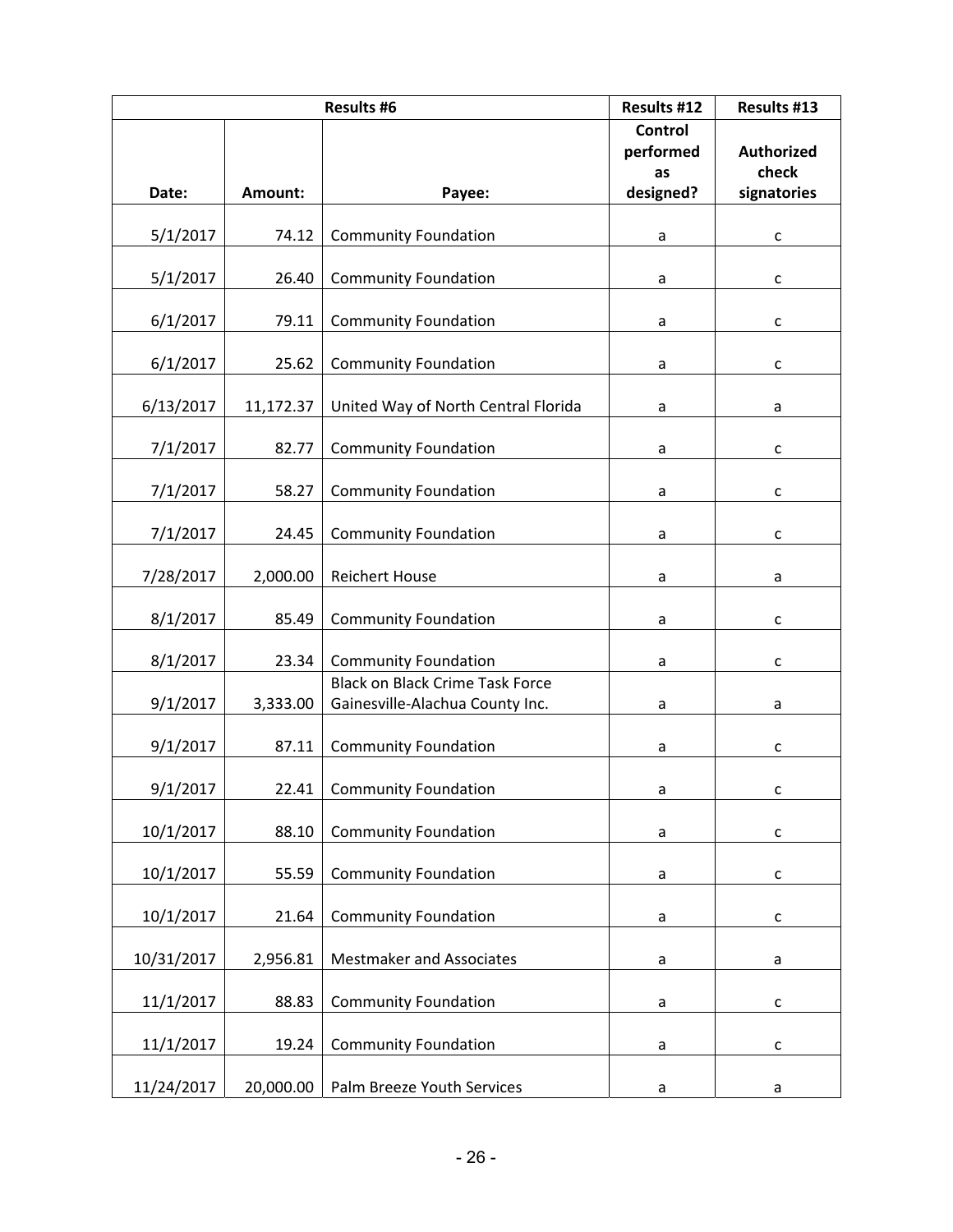| Results #6 | | | Results #12 | Results #13 |
|---|---|---|---|---|
| Date: | Amount: | Payee: | Control performed as designed? | Authorized check signatories |
| 5/1/2017 | 74.12 | Community Foundation | a | c |
| 5/1/2017 | 26.40 | Community Foundation | a | c |
| 6/1/2017 | 79.11 | Community Foundation | a | c |
| 6/1/2017 | 25.62 | Community Foundation | a | c |
| 6/13/2017 | 11,172.37 | United Way of North Central Florida | a | a |
| 7/1/2017 | 82.77 | Community Foundation | a | c |
| 7/1/2017 | 58.27 | Community Foundation | a | c |
| 7/1/2017 | 24.45 | Community Foundation | a | c |
| 7/28/2017 | 2,000.00 | Reichert House | a | a |
| 8/1/2017 | 85.49 | Community Foundation | a | c |
| 8/1/2017 | 23.34 | Community Foundation | a | c |
| 9/1/2017 | 3,333.00 | Black on Black Crime Task Force Gainesville-Alachua County Inc. | a | a |
| 9/1/2017 | 87.11 | Community Foundation | a | c |
| 9/1/2017 | 22.41 | Community Foundation | a | c |
| 10/1/2017 | 88.10 | Community Foundation | a | c |
| 10/1/2017 | 55.59 | Community Foundation | a | c |
| 10/1/2017 | 21.64 | Community Foundation | a | c |
| 10/31/2017 | 2,956.81 | Mestmaker and Associates | a | a |
| 11/1/2017 | 88.83 | Community Foundation | a | c |
| 11/1/2017 | 19.24 | Community Foundation | a | c |
| 11/24/2017 | 20,000.00 | Palm Breeze Youth Services | a | a |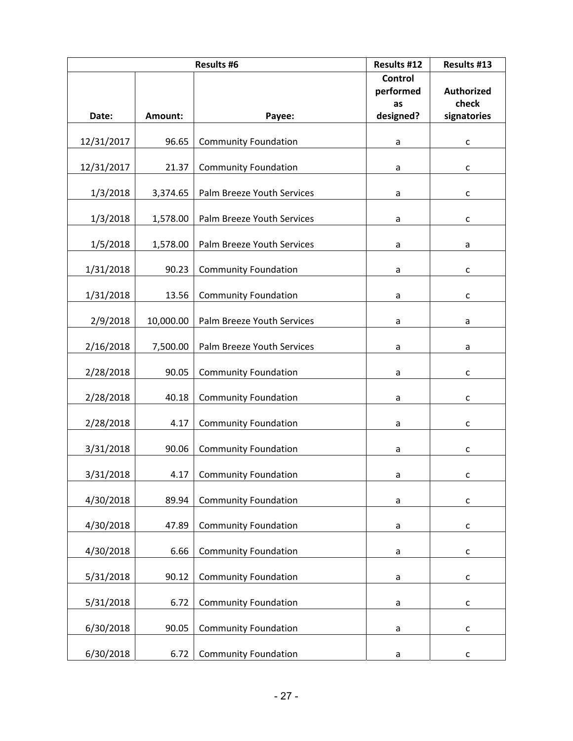| Results #6 | | | Results #12 | Results #13 |
|---|---|---|---|---|
| Date: | Amount: | Payee: | Control performed as designed? | Authorized check signatories |
| 12/31/2017 | 96.65 | Community Foundation | a | c |
| 12/31/2017 | 21.37 | Community Foundation | a | c |
| 1/3/2018 | 3,374.65 | Palm Breeze Youth Services | a | c |
| 1/3/2018 | 1,578.00 | Palm Breeze Youth Services | a | c |
| 1/5/2018 | 1,578.00 | Palm Breeze Youth Services | a | a |
| 1/31/2018 | 90.23 | Community Foundation | a | c |
| 1/31/2018 | 13.56 | Community Foundation | a | c |
| 2/9/2018 | 10,000.00 | Palm Breeze Youth Services | a | a |
| 2/16/2018 | 7,500.00 | Palm Breeze Youth Services | a | a |
| 2/28/2018 | 90.05 | Community Foundation | a | c |
| 2/28/2018 | 40.18 | Community Foundation | a | c |
| 2/28/2018 | 4.17 | Community Foundation | a | c |
| 3/31/2018 | 90.06 | Community Foundation | a | c |
| 3/31/2018 | 4.17 | Community Foundation | a | c |
| 4/30/2018 | 89.94 | Community Foundation | a | c |
| 4/30/2018 | 47.89 | Community Foundation | a | c |
| 4/30/2018 | 6.66 | Community Foundation | a | c |
| 5/31/2018 | 90.12 | Community Foundation | a | c |
| 5/31/2018 | 6.72 | Community Foundation | a | c |
| 6/30/2018 | 90.05 | Community Foundation | a | c |
| 6/30/2018 | 6.72 | Community Foundation | a | c |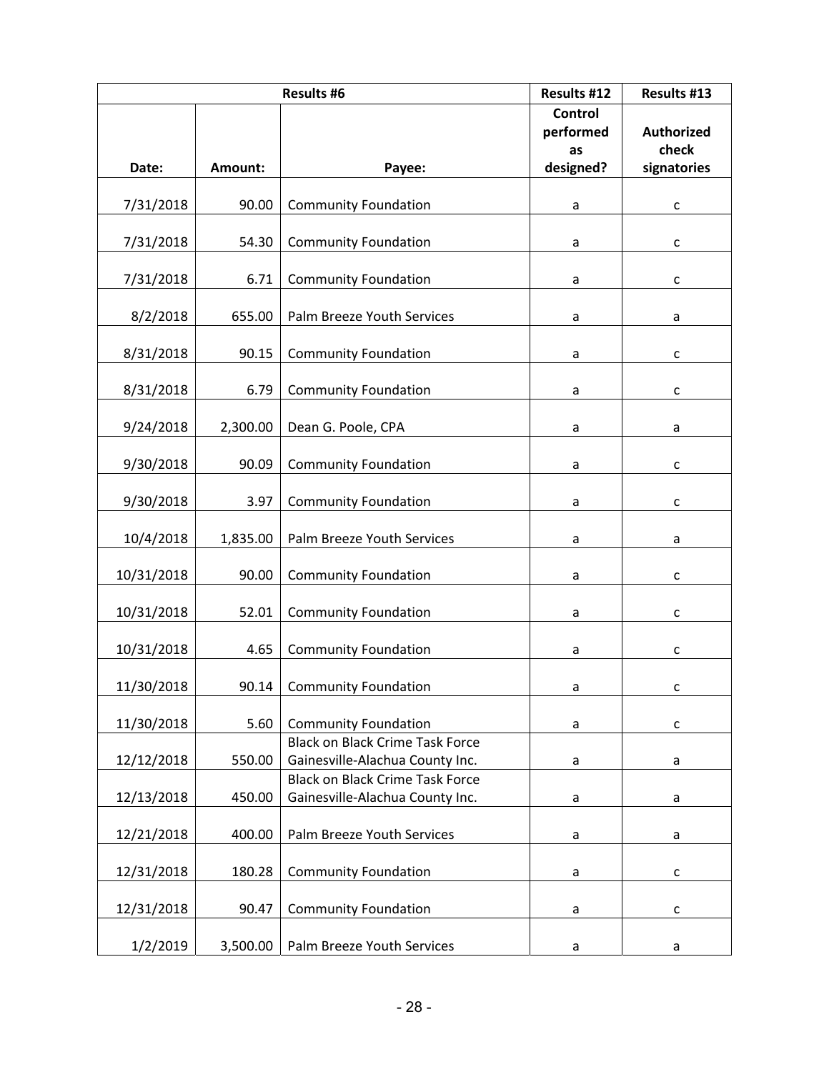| Results #6 | | | Results #12 | Results #13 |
|---|---|---|---|---|
| Date: | Amount: | Payee: | Control performed as designed? | Authorized check signatories |
| 7/31/2018 | 90.00 | Community Foundation | a | c |
| 7/31/2018 | 54.30 | Community Foundation | a | c |
| 7/31/2018 | 6.71 | Community Foundation | a | c |
| 8/2/2018 | 655.00 | Palm Breeze Youth Services | a | a |
| 8/31/2018 | 90.15 | Community Foundation | a | c |
| 8/31/2018 | 6.79 | Community Foundation | a | c |
| 9/24/2018 | 2,300.00 | Dean G. Poole, CPA | a | a |
| 9/30/2018 | 90.09 | Community Foundation | a | c |
| 9/30/2018 | 3.97 | Community Foundation | a | c |
| 10/4/2018 | 1,835.00 | Palm Breeze Youth Services | a | a |
| 10/31/2018 | 90.00 | Community Foundation | a | c |
| 10/31/2018 | 52.01 | Community Foundation | a | c |
| 10/31/2018 | 4.65 | Community Foundation | a | c |
| 11/30/2018 | 90.14 | Community Foundation | a | c |
| 11/30/2018 | 5.60 | Community Foundation | a | c |
| 12/12/2018 | 550.00 | Black on Black Crime Task Force Gainesville-Alachua County Inc. | a | a |
| 12/13/2018 | 450.00 | Black on Black Crime Task Force Gainesville-Alachua County Inc. | a | a |
| 12/21/2018 | 400.00 | Palm Breeze Youth Services | a | a |
| 12/31/2018 | 180.28 | Community Foundation | a | c |
| 12/31/2018 | 90.47 | Community Foundation | a | c |
| 1/2/2019 | 3,500.00 | Palm Breeze Youth Services | a | a |